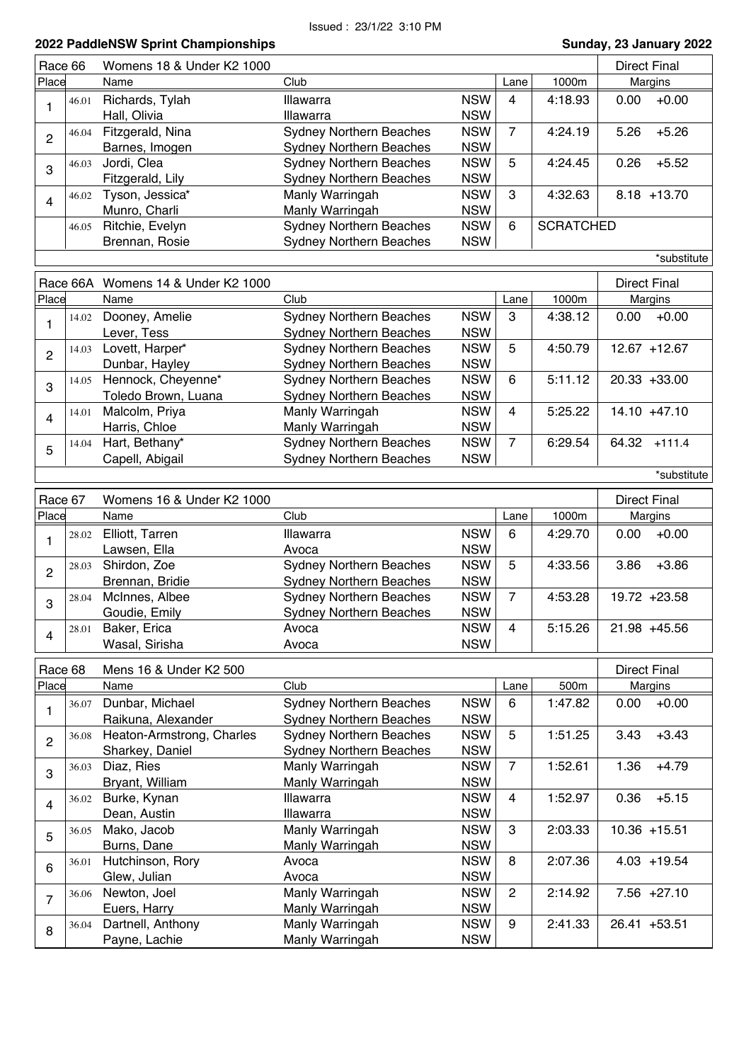Issued : 23/1/22 3:10 PM

**2022 PaddleNSW Sprint Championships** — **Sunday, 23 January 2022**

| Race 66 | | Womens 18 & Under K2 1000 | | | | | Direct Final | |
|---|---|---|---|---|---|---|---|---|
| Place | | Name | Club | | Lane | 1000m | Margins | |
| 1 | 46.01 | Richards, Tylah | Illawarra | NSW | 4 | 4:18.93 | 0.00 | +0.00 |
| | | Hall, Olivia | Illawarra | NSW | | | | |
| 2 | 46.04 | Fitzgerald, Nina | Sydney Northern Beaches | NSW | 7 | 4:24.19 | 5.26 | +5.26 |
| | | Barnes, Imogen | Sydney Northern Beaches | NSW | | | | |
| 3 | 46.03 | Jordi, Clea | Sydney Northern Beaches | NSW | 5 | 4:24.45 | 0.26 | +5.52 |
| | | Fitzgerald, Lily | Sydney Northern Beaches | NSW | | | | |
| 4 | 46.02 | Tyson, Jessica* | Manly Warringah | NSW | 3 | 4:32.63 | 8.18 | +13.70 |
| | | Munro, Charli | Manly Warringah | NSW | | | | |
| | 46.05 | Ritchie, Evelyn | Sydney Northern Beaches | NSW | 6 | SCRATCHED | | |
| | | Brennan, Rosie | Sydney Northern Beaches | NSW | | | | |

*substitute

| Race 66A | | Womens 14 & Under K2 1000 | | | | | Direct Final | |
|---|---|---|---|---|---|---|---|---|
| Place | | Name | Club | | Lane | 1000m | Margins | |
| 1 | 14.02 | Dooney, Amelie | Sydney Northern Beaches | NSW | 3 | 4:38.12 | 0.00 | +0.00 |
| | | Lever, Tess | Sydney Northern Beaches | NSW | | | | |
| 2 | 14.03 | Lovett, Harper* | Sydney Northern Beaches | NSW | 5 | 4:50.79 | 12.67 | +12.67 |
| | | Dunbar, Hayley | Sydney Northern Beaches | NSW | | | | |
| 3 | 14.05 | Hennock, Cheyenne* | Sydney Northern Beaches | NSW | 6 | 5:11.12 | 20.33 | +33.00 |
| | | Toledo Brown, Luana | Sydney Northern Beaches | NSW | | | | |
| 4 | 14.01 | Malcolm, Priya | Manly Warringah | NSW | 4 | 5:25.22 | 14.10 | +47.10 |
| | | Harris, Chloe | Manly Warringah | NSW | | | | |
| 5 | 14.04 | Hart, Bethany* | Sydney Northern Beaches | NSW | 7 | 6:29.54 | 64.32 | +111.4 |
| | | Capell, Abigail | Sydney Northern Beaches | NSW | | | | |

*substitute

| Race 67 | | Womens 16 & Under K2 1000 | | | | | Direct Final | |
|---|---|---|---|---|---|---|---|---|
| Place | | Name | Club | | Lane | 1000m | Margins | |
| 1 | 28.02 | Elliott, Tarren | Illawarra | NSW | 6 | 4:29.70 | 0.00 | +0.00 |
| | | Lawsen, Ella | Avoca | NSW | | | | |
| 2 | 28.03 | Shirdon, Zoe | Sydney Northern Beaches | NSW | 5 | 4:33.56 | 3.86 | +3.86 |
| | | Brennan, Bridie | Sydney Northern Beaches | NSW | | | | |
| 3 | 28.04 | McInnes, Albee | Sydney Northern Beaches | NSW | 7 | 4:53.28 | 19.72 | +23.58 |
| | | Goudie, Emily | Sydney Northern Beaches | NSW | | | | |
| 4 | 28.01 | Baker, Erica | Avoca | NSW | 4 | 5:15.26 | 21.98 | +45.56 |
| | | Wasal, Sirisha | Avoca | NSW | | | | |

| Race 68 | | Mens 16 & Under K2 500 | | | | | Direct Final | |
|---|---|---|---|---|---|---|---|---|
| Place | | Name | Club | | Lane | 500m | Margins | |
| 1 | 36.07 | Dunbar, Michael | Sydney Northern Beaches | NSW | 6 | 1:47.82 | 0.00 | +0.00 |
| | | Raikuna, Alexander | Sydney Northern Beaches | NSW | | | | |
| 2 | 36.08 | Heaton-Armstrong, Charles | Sydney Northern Beaches | NSW | 5 | 1:51.25 | 3.43 | +3.43 |
| | | Sharkey, Daniel | Sydney Northern Beaches | NSW | | | | |
| 3 | 36.03 | Diaz, Ries | Manly Warringah | NSW | 7 | 1:52.61 | 1.36 | +4.79 |
| | | Bryant, William | Manly Warringah | NSW | | | | |
| 4 | 36.02 | Burke, Kynan | Illawarra | NSW | 4 | 1:52.97 | 0.36 | +5.15 |
| | | Dean, Austin | Illawarra | NSW | | | | |
| 5 | 36.05 | Mako, Jacob | Manly Warringah | NSW | 3 | 2:03.33 | 10.36 | +15.51 |
| | | Burns, Dane | Manly Warringah | NSW | | | | |
| 6 | 36.01 | Hutchinson, Rory | Avoca | NSW | 8 | 2:07.36 | 4.03 | +19.54 |
| | | Glew, Julian | Avoca | NSW | | | | |
| 7 | 36.06 | Newton, Joel | Manly Warringah | NSW | 2 | 2:14.92 | 7.56 | +27.10 |
| | | Euers, Harry | Manly Warringah | NSW | | | | |
| 8 | 36.04 | Dartnell, Anthony | Manly Warringah | NSW | 9 | 2:41.33 | 26.41 | +53.51 |
| | | Payne, Lachie | Manly Warringah | NSW | | | | |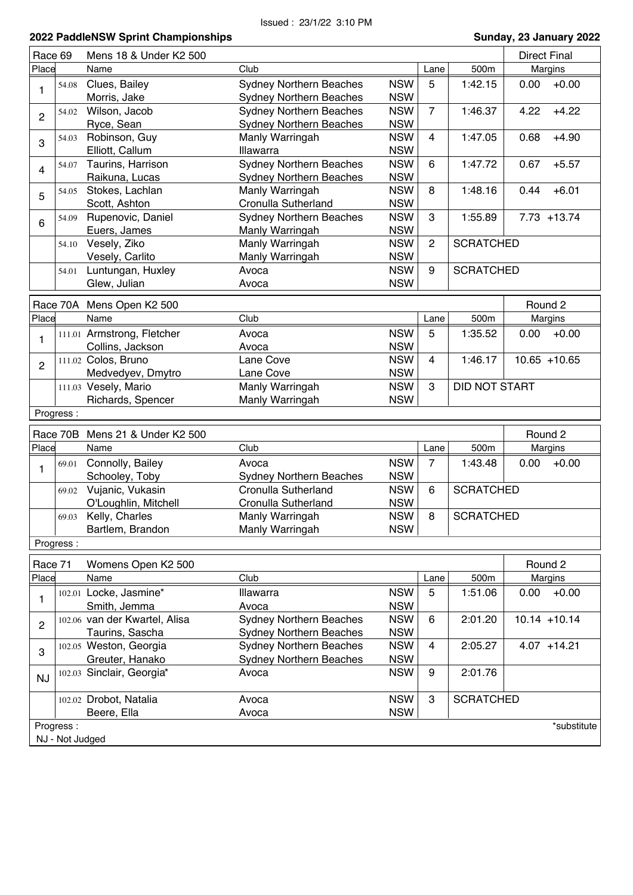Issued : 23/1/22 3:10 PM

**2022 PaddleNSW Sprint Championships** — **Sunday, 23 January 2022**

| Race 69 | | Mens 18 & Under K2 500 | | | | | Direct Final | |
|---|---|---|---|---|---|---|---|---|
| Place | | Name | Club | | Lane | 500m | Margins | |
| 1 | 54.08 | Clues, Bailey | Sydney Northern Beaches | NSW | 5 | 1:42.15 | 0.00 | +0.00 |
| | | Morris, Jake | Sydney Northern Beaches | NSW | | | | |
| 2 | 54.02 | Wilson, Jacob | Sydney Northern Beaches | NSW | 7 | 1:46.37 | 4.22 | +4.22 |
| | | Ryce, Sean | Sydney Northern Beaches | NSW | | | | |
| 3 | 54.03 | Robinson, Guy | Manly Warringah | NSW | 4 | 1:47.05 | 0.68 | +4.90 |
| | | Elliott, Callum | Illawarra | NSW | | | | |
| 4 | 54.07 | Taurins, Harrison | Sydney Northern Beaches | NSW | 6 | 1:47.72 | 0.67 | +5.57 |
| | | Raikuna, Lucas | Sydney Northern Beaches | NSW | | | | |
| 5 | 54.05 | Stokes, Lachlan | Manly Warringah | NSW | 8 | 1:48.16 | 0.44 | +6.01 |
| | | Scott, Ashton | Cronulla Sutherland | NSW | | | | |
| 6 | 54.09 | Rupenovic, Daniel | Sydney Northern Beaches | NSW | 3 | 1:55.89 | 7.73 | +13.74 |
| | | Euers, James | Manly Warringah | NSW | | | | |
| | 54.10 | Vesely, Ziko | Manly Warringah | NSW | 2 | SCRATCHED | | |
| | | Vesely, Carlito | Manly Warringah | NSW | | | | |
| | 54.01 | Luntungan, Huxley | Avoca | NSW | 9 | SCRATCHED | | |
| | | Glew, Julian | Avoca | NSW | | | | |

| Race 70A | | Mens Open K2 500 | | | | | Round 2 | |
|---|---|---|---|---|---|---|---|---|
| Place | | Name | Club | | Lane | 500m | Margins | |
| 1 | 111.01 | Armstrong, Fletcher | Avoca | NSW | 5 | 1:35.52 | 0.00 | +0.00 |
| | | Collins, Jackson | Avoca | NSW | | | | |
| 2 | 111.02 | Colos, Bruno | Lane Cove | NSW | 4 | 1:46.17 | 10.65 | +10.65 |
| | | Medvedyev, Dmytro | Lane Cove | NSW | | | | |
| | 111.03 | Vesely, Mario | Manly Warringah | NSW | 3 | DID NOT START | | |
| | | Richards, Spencer | Manly Warringah | NSW | | | | |
| Progress : | | | | | | | | |

| Race 70B | | Mens 21 & Under K2 500 | | | | | Round 2 | |
|---|---|---|---|---|---|---|---|---|
| Place | | Name | Club | | Lane | 500m | Margins | |
| 1 | 69.01 | Connolly, Bailey | Avoca | NSW | 7 | 1:43.48 | 0.00 | +0.00 |
| | | Schooley, Toby | Sydney Northern Beaches | NSW | | | | |
| | 69.02 | Vujanic, Vukasin | Cronulla Sutherland | NSW | 6 | SCRATCHED | | |
| | | O'Loughlin, Mitchell | Cronulla Sutherland | NSW | | | | |
| | 69.03 | Kelly, Charles | Manly Warringah | NSW | 8 | SCRATCHED | | |
| | | Bartlem, Brandon | Manly Warringah | NSW | | | | |
| Progress : | | | | | | | | |

| Race 71 | | Womens Open K2 500 | | | | | Round 2 | |
|---|---|---|---|---|---|---|---|---|
| Place | | Name | Club | | Lane | 500m | Margins | |
| 1 | 102.01 | Locke, Jasmine* | Illawarra | NSW | 5 | 1:51.06 | 0.00 | +0.00 |
| | | Smith, Jemma | Avoca | NSW | | | | |
| 2 | 102.06 | van der Kwartel, Alisa | Sydney Northern Beaches | NSW | 6 | 2:01.20 | 10.14 | +10.14 |
| | | Taurins, Sascha | Sydney Northern Beaches | NSW | | | | |
| 3 | 102.05 | Weston, Georgia | Sydney Northern Beaches | NSW | 4 | 2:05.27 | 4.07 | +14.21 |
| | | Greuter, Hanako | Sydney Northern Beaches | NSW | | | | |
| NJ | 102.03 | Sinclair, Georgia* | Avoca | NSW | 9 | 2:01.76 | | |
| | 102.02 | Drobot, Natalia | Avoca | NSW | 3 | SCRATCHED | | |
| | | Beere, Ella | Avoca | NSW | | | | |
| Progress : | | | | | | | | *substitute |
| NJ - Not Judged | | | | | | | | |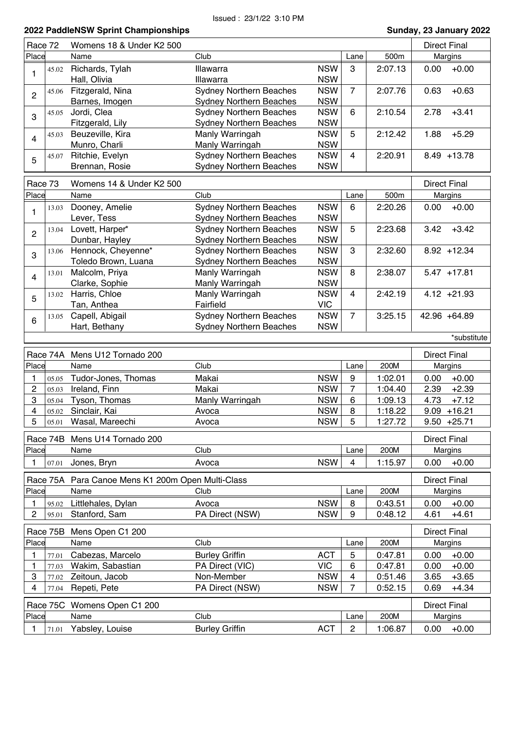Issued : 23/1/22 3:10 PM

## 2022 PaddleNSW Sprint Championships

**Sunday, 23 January 2022**

| Race 72 | | Womens 18 & Under K2 500 | | | | | Direct Final |
|---|---|---|---|---|---|---|---|
| Place | | Name | Club | | Lane | 500m | Margins |
| 1 | 45.02 | Richards, Tylah | Illawarra | NSW | 3 | 2:07.13 | 0.00 +0.00 |
| | | Hall, Olivia | Illawarra | NSW | | | |
| 2 | 45.06 | Fitzgerald, Nina | Sydney Northern Beaches | NSW | 7 | 2:07.76 | 0.63 +0.63 |
| | | Barnes, Imogen | Sydney Northern Beaches | NSW | | | |
| 3 | 45.05 | Jordi, Clea | Sydney Northern Beaches | NSW | 6 | 2:10.54 | 2.78 +3.41 |
| | | Fitzgerald, Lily | Sydney Northern Beaches | NSW | | | |
| 4 | 45.03 | Beuzeville, Kira | Manly Warringah | NSW | 5 | 2:12.42 | 1.88 +5.29 |
| | | Munro, Charli | Manly Warringah | NSW | | | |
| 5 | 45.07 | Ritchie, Evelyn | Sydney Northern Beaches | NSW | 4 | 2:20.91 | 8.49 +13.78 |
| | | Brennan, Rosie | Sydney Northern Beaches | NSW | | | |

| Race 73 | | Womens 14 & Under K2 500 | | | | | Direct Final |
|---|---|---|---|---|---|---|---|
| Place | | Name | Club | | Lane | 500m | Margins |
| 1 | 13.03 | Dooney, Amelie | Sydney Northern Beaches | NSW | 6 | 2:20.26 | 0.00 +0.00 |
| | | Lever, Tess | Sydney Northern Beaches | NSW | | | |
| 2 | 13.04 | Lovett, Harper* | Sydney Northern Beaches | NSW | 5 | 2:23.68 | 3.42 +3.42 |
| | | Dunbar, Hayley | Sydney Northern Beaches | NSW | | | |
| 3 | 13.06 | Hennock, Cheyenne* | Sydney Northern Beaches | NSW | 3 | 2:32.60 | 8.92 +12.34 |
| | | Toledo Brown, Luana | Sydney Northern Beaches | NSW | | | |
| 4 | 13.01 | Malcolm, Priya | Manly Warringah | NSW | 8 | 2:38.07 | 5.47 +17.81 |
| | | Clarke, Sophie | Manly Warringah | NSW | | | |
| 5 | 13.02 | Harris, Chloe | Manly Warringah | NSW | 4 | 2:42.19 | 4.12 +21.93 |
| | | Tan, Anthea | Fairfield | VIC | | | |
| 6 | 13.05 | Capell, Abigail | Sydney Northern Beaches | NSW | 7 | 3:25.15 | 42.96 +64.89 |
| | | Hart, Bethany | Sydney Northern Beaches | NSW | | | |

*substitute

| Race 74A | | Mens U12 Tornado 200 | | | | | Direct Final |
|---|---|---|---|---|---|---|---|
| Place | | Name | Club | | Lane | 200M | Margins |
| 1 | 05.05 | Tudor-Jones, Thomas | Makai | NSW | 9 | 1:02.01 | 0.00 +0.00 |
| 2 | 05.03 | Ireland, Finn | Makai | NSW | 7 | 1:04.40 | 2.39 +2.39 |
| 3 | 05.04 | Tyson, Thomas | Manly Warringah | NSW | 6 | 1:09.13 | 4.73 +7.12 |
| 4 | 05.02 | Sinclair, Kai | Avoca | NSW | 8 | 1:18.22 | 9.09 +16.21 |
| 5 | 05.01 | Wasal, Mareechi | Avoca | NSW | 5 | 1:27.72 | 9.50 +25.71 |

| Race 74B | | Mens U14 Tornado 200 | | | | | Direct Final |
|---|---|---|---|---|---|---|---|
| Place | | Name | Club | | Lane | 200M | Margins |
| 1 | 07.01 | Jones, Bryn | Avoca | NSW | 4 | 1:15.97 | 0.00 +0.00 |

| Race 75A | | Para Canoe Mens K1 200m Open Multi-Class | | | | | Direct Final |
|---|---|---|---|---|---|---|---|
| Place | | Name | Club | | Lane | 200M | Margins |
| 1 | 95.02 | Littlehales, Dylan | Avoca | NSW | 8 | 0:43.51 | 0.00 +0.00 |
| 2 | 95.01 | Stanford, Sam | PA Direct (NSW) | NSW | 9 | 0:48.12 | 4.61 +4.61 |

| Race 75B | | Mens Open C1 200 | | | | | Direct Final |
|---|---|---|---|---|---|---|---|
| Place | | Name | Club | | Lane | 200M | Margins |
| 1 | 77.01 | Cabezas, Marcelo | Burley Griffin | ACT | 5 | 0:47.81 | 0.00 +0.00 |
| 1 | 77.03 | Wakim, Sabastian | PA Direct (VIC) | VIC | 6 | 0:47.81 | 0.00 +0.00 |
| 3 | 77.02 | Zeitoun, Jacob | Non-Member | NSW | 4 | 0:51.46 | 3.65 +3.65 |
| 4 | 77.04 | Repeti, Pete | PA Direct (NSW) | NSW | 7 | 0:52.15 | 0.69 +4.34 |

| Race 75C | | Womens Open C1 200 | | | | | Direct Final |
|---|---|---|---|---|---|---|---|
| Place | | Name | Club | | Lane | 200M | Margins |
| 1 | 71.01 | Yabsley, Louise | Burley Griffin | ACT | 2 | 1:06.87 | 0.00 +0.00 |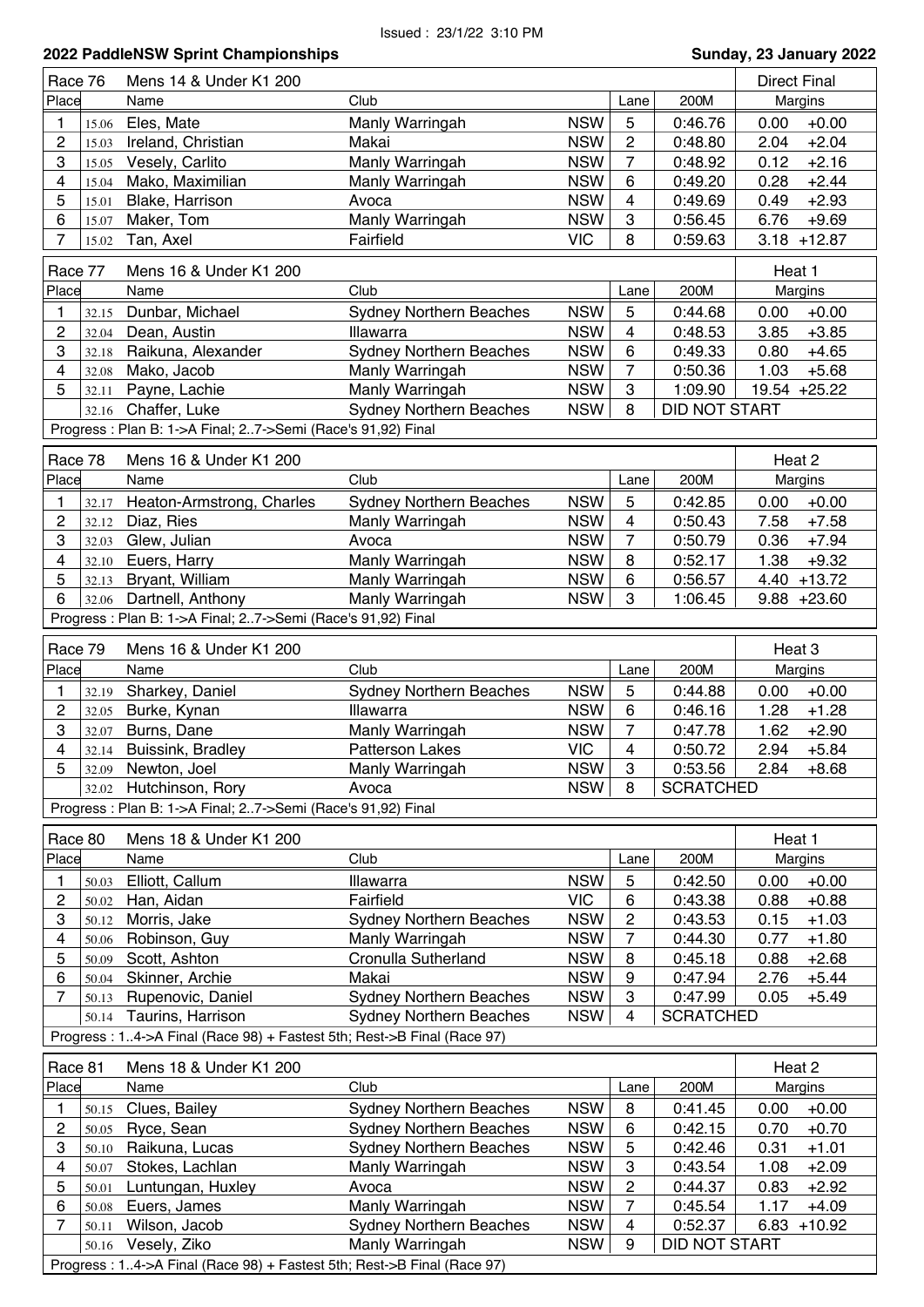Issued : 23/1/22 3:10 PM

## 2022 PaddleNSW Sprint Championships

**Sunday, 23 January 2022**

### Race 76 — Mens 14 & Under K1 200 — Direct Final

| Place | | Name | Club | | Lane | 200M | Margins | |
|---|---|---|---|---|---|---|---|---|
| 1 | 15.06 | Eles, Mate | Manly Warringah | NSW | 5 | 0:46.76 | 0.00 | +0.00 |
| 2 | 15.03 | Ireland, Christian | Makai | NSW | 2 | 0:48.80 | 2.04 | +2.04 |
| 3 | 15.05 | Vesely, Carlito | Manly Warringah | NSW | 7 | 0:48.92 | 0.12 | +2.16 |
| 4 | 15.04 | Mako, Maximilian | Manly Warringah | NSW | 6 | 0:49.20 | 0.28 | +2.44 |
| 5 | 15.01 | Blake, Harrison | Avoca | NSW | 4 | 0:49.69 | 0.49 | +2.93 |
| 6 | 15.07 | Maker, Tom | Manly Warringah | NSW | 3 | 0:56.45 | 6.76 | +9.69 |
| 7 | 15.02 | Tan, Axel | Fairfield | VIC | 8 | 0:59.63 | 3.18 | +12.87 |

### Race 77 — Mens 16 & Under K1 200 — Heat 1

| Place | | Name | Club | | Lane | 200M | Margins | |
|---|---|---|---|---|---|---|---|---|
| 1 | 32.15 | Dunbar, Michael | Sydney Northern Beaches | NSW | 5 | 0:44.68 | 0.00 | +0.00 |
| 2 | 32.04 | Dean, Austin | Illawarra | NSW | 4 | 0:48.53 | 3.85 | +3.85 |
| 3 | 32.18 | Raikuna, Alexander | Sydney Northern Beaches | NSW | 6 | 0:49.33 | 0.80 | +4.65 |
| 4 | 32.08 | Mako, Jacob | Manly Warringah | NSW | 7 | 0:50.36 | 1.03 | +5.68 |
| 5 | 32.11 | Payne, Lachie | Manly Warringah | NSW | 3 | 1:09.90 | 19.54 | +25.22 |
| | 32.16 | Chaffer, Luke | Sydney Northern Beaches | NSW | 8 | DID NOT START | | |

Progress : Plan B: 1->A Final; 2..7->Semi (Race's 91,92) Final

### Race 78 — Mens 16 & Under K1 200 — Heat 2

| Place | | Name | Club | | Lane | 200M | Margins | |
|---|---|---|---|---|---|---|---|---|
| 1 | 32.17 | Heaton-Armstrong, Charles | Sydney Northern Beaches | NSW | 5 | 0:42.85 | 0.00 | +0.00 |
| 2 | 32.12 | Diaz, Ries | Manly Warringah | NSW | 4 | 0:50.43 | 7.58 | +7.58 |
| 3 | 32.03 | Glew, Julian | Avoca | NSW | 7 | 0:50.79 | 0.36 | +7.94 |
| 4 | 32.10 | Euers, Harry | Manly Warringah | NSW | 8 | 0:52.17 | 1.38 | +9.32 |
| 5 | 32.13 | Bryant, William | Manly Warringah | NSW | 6 | 0:56.57 | 4.40 | +13.72 |
| 6 | 32.06 | Dartnell, Anthony | Manly Warringah | NSW | 3 | 1:06.45 | 9.88 | +23.60 |

Progress : Plan B: 1->A Final; 2..7->Semi (Race's 91,92) Final

### Race 79 — Mens 16 & Under K1 200 — Heat 3

| Place | | Name | Club | | Lane | 200M | Margins | |
|---|---|---|---|---|---|---|---|---|
| 1 | 32.19 | Sharkey, Daniel | Sydney Northern Beaches | NSW | 5 | 0:44.88 | 0.00 | +0.00 |
| 2 | 32.05 | Burke, Kynan | Illawarra | NSW | 6 | 0:46.16 | 1.28 | +1.28 |
| 3 | 32.07 | Burns, Dane | Manly Warringah | NSW | 7 | 0:47.78 | 1.62 | +2.90 |
| 4 | 32.14 | Buissink, Bradley | Patterson Lakes | VIC | 4 | 0:50.72 | 2.94 | +5.84 |
| 5 | 32.09 | Newton, Joel | Manly Warringah | NSW | 3 | 0:53.56 | 2.84 | +8.68 |
| | 32.02 | Hutchinson, Rory | Avoca | NSW | 8 | SCRATCHED | | |

Progress : Plan B: 1->A Final; 2..7->Semi (Race's 91,92) Final

### Race 80 — Mens 18 & Under K1 200 — Heat 1

| Place | | Name | Club | | Lane | 200M | Margins | |
|---|---|---|---|---|---|---|---|---|
| 1 | 50.03 | Elliott, Callum | Illawarra | NSW | 5 | 0:42.50 | 0.00 | +0.00 |
| 2 | 50.02 | Han, Aidan | Fairfield | VIC | 6 | 0:43.38 | 0.88 | +0.88 |
| 3 | 50.12 | Morris, Jake | Sydney Northern Beaches | NSW | 2 | 0:43.53 | 0.15 | +1.03 |
| 4 | 50.06 | Robinson, Guy | Manly Warringah | NSW | 7 | 0:44.30 | 0.77 | +1.80 |
| 5 | 50.09 | Scott, Ashton | Cronulla Sutherland | NSW | 8 | 0:45.18 | 0.88 | +2.68 |
| 6 | 50.04 | Skinner, Archie | Makai | NSW | 9 | 0:47.94 | 2.76 | +5.44 |
| 7 | 50.13 | Rupenovic, Daniel | Sydney Northern Beaches | NSW | 3 | 0:47.99 | 0.05 | +5.49 |
| | 50.14 | Taurins, Harrison | Sydney Northern Beaches | NSW | 4 | SCRATCHED | | |

Progress : 1..4->A Final (Race 98) + Fastest 5th; Rest->B Final (Race 97)

### Race 81 — Mens 18 & Under K1 200 — Heat 2

| Place | | Name | Club | | Lane | 200M | Margins | |
|---|---|---|---|---|---|---|---|---|
| 1 | 50.15 | Clues, Bailey | Sydney Northern Beaches | NSW | 8 | 0:41.45 | 0.00 | +0.00 |
| 2 | 50.05 | Ryce, Sean | Sydney Northern Beaches | NSW | 6 | 0:42.15 | 0.70 | +0.70 |
| 3 | 50.10 | Raikuna, Lucas | Sydney Northern Beaches | NSW | 5 | 0:42.46 | 0.31 | +1.01 |
| 4 | 50.07 | Stokes, Lachlan | Manly Warringah | NSW | 3 | 0:43.54 | 1.08 | +2.09 |
| 5 | 50.01 | Luntungan, Huxley | Avoca | NSW | 2 | 0:44.37 | 0.83 | +2.92 |
| 6 | 50.08 | Euers, James | Manly Warringah | NSW | 7 | 0:45.54 | 1.17 | +4.09 |
| 7 | 50.11 | Wilson, Jacob | Sydney Northern Beaches | NSW | 4 | 0:52.37 | 6.83 | +10.92 |
| | 50.16 | Vesely, Ziko | Manly Warringah | NSW | 9 | DID NOT START | | |

Progress : 1..4->A Final (Race 98) + Fastest 5th; Rest->B Final (Race 97)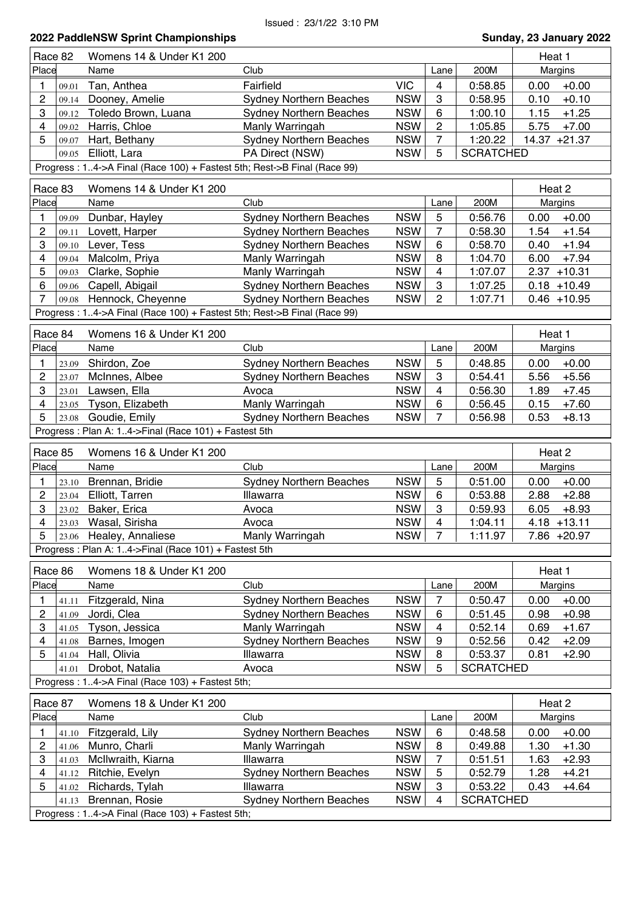Issued : 23/1/22 3:10 PM

**2022 PaddleNSW Sprint Championships** — **Sunday, 23 January 2022**

| Race 82 | | Womens 14 & Under K1 200 | | | | | Heat 1 | |
|---|---|---|---|---|---|---|---|---|
| Place | | Name | Club | | Lane | 200M | Margins | |
| 1 | 09.01 | Tan, Anthea | Fairfield | VIC | 4 | 0:58.85 | 0.00 | +0.00 |
| 2 | 09.14 | Dooney, Amelie | Sydney Northern Beaches | NSW | 3 | 0:58.95 | 0.10 | +0.10 |
| 3 | 09.12 | Toledo Brown, Luana | Sydney Northern Beaches | NSW | 6 | 1:00.10 | 1.15 | +1.25 |
| 4 | 09.02 | Harris, Chloe | Manly Warringah | NSW | 2 | 1:05.85 | 5.75 | +7.00 |
| 5 | 09.07 | Hart, Bethany | Sydney Northern Beaches | NSW | 7 | 1:20.22 | 14.37 | +21.37 |
| | 09.05 | Elliott, Lara | PA Direct (NSW) | NSW | 5 | SCRATCHED | | |

Progress : 1..4->A Final (Race 100) + Fastest 5th; Rest->B Final (Race 99)

| Race 83 | | Womens 14 & Under K1 200 | | | | | Heat 2 | |
|---|---|---|---|---|---|---|---|---|
| Place | | Name | Club | | Lane | 200M | Margins | |
| 1 | 09.09 | Dunbar, Hayley | Sydney Northern Beaches | NSW | 5 | 0:56.76 | 0.00 | +0.00 |
| 2 | 09.11 | Lovett, Harper | Sydney Northern Beaches | NSW | 7 | 0:58.30 | 1.54 | +1.54 |
| 3 | 09.10 | Lever, Tess | Sydney Northern Beaches | NSW | 6 | 0:58.70 | 0.40 | +1.94 |
| 4 | 09.04 | Malcolm, Priya | Manly Warringah | NSW | 8 | 1:04.70 | 6.00 | +7.94 |
| 5 | 09.03 | Clarke, Sophie | Manly Warringah | NSW | 4 | 1:07.07 | 2.37 | +10.31 |
| 6 | 09.06 | Capell, Abigail | Sydney Northern Beaches | NSW | 3 | 1:07.25 | 0.18 | +10.49 |
| 7 | 09.08 | Hennock, Cheyenne | Sydney Northern Beaches | NSW | 2 | 1:07.71 | 0.46 | +10.95 |

Progress : 1..4->A Final (Race 100) + Fastest 5th; Rest->B Final (Race 99)

| Race 84 | | Womens 16 & Under K1 200 | | | | | Heat 1 | |
|---|---|---|---|---|---|---|---|---|
| Place | | Name | Club | | Lane | 200M | Margins | |
| 1 | 23.09 | Shirdon, Zoe | Sydney Northern Beaches | NSW | 5 | 0:48.85 | 0.00 | +0.00 |
| 2 | 23.07 | McInnes, Albee | Sydney Northern Beaches | NSW | 3 | 0:54.41 | 5.56 | +5.56 |
| 3 | 23.01 | Lawsen, Ella | Avoca | NSW | 4 | 0:56.30 | 1.89 | +7.45 |
| 4 | 23.05 | Tyson, Elizabeth | Manly Warringah | NSW | 6 | 0:56.45 | 0.15 | +7.60 |
| 5 | 23.08 | Goudie, Emily | Sydney Northern Beaches | NSW | 7 | 0:56.98 | 0.53 | +8.13 |

Progress : Plan A: 1..4->Final (Race 101) + Fastest 5th

| Race 85 | | Womens 16 & Under K1 200 | | | | | Heat 2 | |
|---|---|---|---|---|---|---|---|---|
| Place | | Name | Club | | Lane | 200M | Margins | |
| 1 | 23.10 | Brennan, Bridie | Sydney Northern Beaches | NSW | 5 | 0:51.00 | 0.00 | +0.00 |
| 2 | 23.04 | Elliott, Tarren | Illawarra | NSW | 6 | 0:53.88 | 2.88 | +2.88 |
| 3 | 23.02 | Baker, Erica | Avoca | NSW | 3 | 0:59.93 | 6.05 | +8.93 |
| 4 | 23.03 | Wasal, Sirisha | Avoca | NSW | 4 | 1:04.11 | 4.18 | +13.11 |
| 5 | 23.06 | Healey, Annaliese | Manly Warringah | NSW | 7 | 1:11.97 | 7.86 | +20.97 |

Progress : Plan A: 1..4->Final (Race 101) + Fastest 5th

| Race 86 | | Womens 18 & Under K1 200 | | | | | Heat 1 | |
|---|---|---|---|---|---|---|---|---|
| Place | | Name | Club | | Lane | 200M | Margins | |
| 1 | 41.11 | Fitzgerald, Nina | Sydney Northern Beaches | NSW | 7 | 0:50.47 | 0.00 | +0.00 |
| 2 | 41.09 | Jordi, Clea | Sydney Northern Beaches | NSW | 6 | 0:51.45 | 0.98 | +0.98 |
| 3 | 41.05 | Tyson, Jessica | Manly Warringah | NSW | 4 | 0:52.14 | 0.69 | +1.67 |
| 4 | 41.08 | Barnes, Imogen | Sydney Northern Beaches | NSW | 9 | 0:52.56 | 0.42 | +2.09 |
| 5 | 41.04 | Hall, Olivia | Illawarra | NSW | 8 | 0:53.37 | 0.81 | +2.90 |
| | 41.01 | Drobot, Natalia | Avoca | NSW | 5 | SCRATCHED | | |

Progress : 1..4->A Final (Race 103) + Fastest 5th;

| Race 87 | | Womens 18 & Under K1 200 | | | | | Heat 2 | |
|---|---|---|---|---|---|---|---|---|
| Place | | Name | Club | | Lane | 200M | Margins | |
| 1 | 41.10 | Fitzgerald, Lily | Sydney Northern Beaches | NSW | 6 | 0:48.58 | 0.00 | +0.00 |
| 2 | 41.06 | Munro, Charli | Manly Warringah | NSW | 8 | 0:49.88 | 1.30 | +1.30 |
| 3 | 41.03 | McIlwraith, Kiarna | Illawarra | NSW | 7 | 0:51.51 | 1.63 | +2.93 |
| 4 | 41.12 | Ritchie, Evelyn | Sydney Northern Beaches | NSW | 5 | 0:52.79 | 1.28 | +4.21 |
| 5 | 41.02 | Richards, Tylah | Illawarra | NSW | 3 | 0:53.22 | 0.43 | +4.64 |
| | 41.13 | Brennan, Rosie | Sydney Northern Beaches | NSW | 4 | SCRATCHED | | |

Progress : 1..4->A Final (Race 103) + Fastest 5th;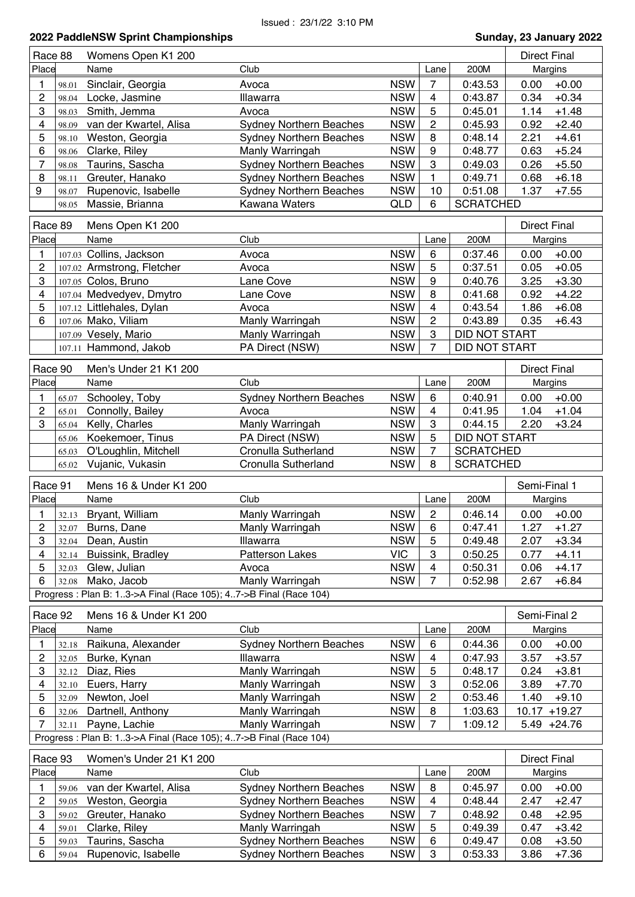Issued : 23/1/22 3:10 PM

**2022 PaddleNSW Sprint Championships** — **Sunday, 23 January 2022**

| Race 88 | | Womens Open K1 200 | | | | | Direct Final | |
|---|---|---|---|---|---|---|---|---|
| Place | | Name | Club | | Lane | 200M | Margins | |
| 1 | 98.01 | Sinclair, Georgia | Avoca | NSW | 7 | 0:43.53 | 0.00 | +0.00 |
| 2 | 98.04 | Locke, Jasmine | Illawarra | NSW | 4 | 0:43.87 | 0.34 | +0.34 |
| 3 | 98.03 | Smith, Jemma | Avoca | NSW | 5 | 0:45.01 | 1.14 | +1.48 |
| 4 | 98.09 | van der Kwartel, Alisa | Sydney Northern Beaches | NSW | 2 | 0:45.93 | 0.92 | +2.40 |
| 5 | 98.10 | Weston, Georgia | Sydney Northern Beaches | NSW | 8 | 0:48.14 | 2.21 | +4.61 |
| 6 | 98.06 | Clarke, Riley | Manly Warringah | NSW | 9 | 0:48.77 | 0.63 | +5.24 |
| 7 | 98.08 | Taurins, Sascha | Sydney Northern Beaches | NSW | 3 | 0:49.03 | 0.26 | +5.50 |
| 8 | 98.11 | Greuter, Hanako | Sydney Northern Beaches | NSW | 1 | 0:49.71 | 0.68 | +6.18 |
| 9 | 98.07 | Rupenovic, Isabelle | Sydney Northern Beaches | NSW | 10 | 0:51.08 | 1.37 | +7.55 |
| | 98.05 | Massie, Brianna | Kawana Waters | QLD | 6 | SCRATCHED | | |

| Race 89 | | Mens Open K1 200 | | | | | Direct Final | |
|---|---|---|---|---|---|---|---|---|
| Place | | Name | Club | | Lane | 200M | Margins | |
| 1 | 107.03 | Collins, Jackson | Avoca | NSW | 6 | 0:37.46 | 0.00 | +0.00 |
| 2 | 107.02 | Armstrong, Fletcher | Avoca | NSW | 5 | 0:37.51 | 0.05 | +0.05 |
| 3 | 107.05 | Colos, Bruno | Lane Cove | NSW | 9 | 0:40.76 | 3.25 | +3.30 |
| 4 | 107.04 | Medvedyev, Dmytro | Lane Cove | NSW | 8 | 0:41.68 | 0.92 | +4.22 |
| 5 | 107.12 | Littlehales, Dylan | Avoca | NSW | 4 | 0:43.54 | 1.86 | +6.08 |
| 6 | 107.06 | Mako, Viliam | Manly Warringah | NSW | 2 | 0:43.89 | 0.35 | +6.43 |
| | 107.09 | Vesely, Mario | Manly Warringah | NSW | 3 | DID NOT START | | |
| | 107.11 | Hammond, Jakob | PA Direct (NSW) | NSW | 7 | DID NOT START | | |

| Race 90 | | Men's Under 21 K1 200 | | | | | Direct Final | |
|---|---|---|---|---|---|---|---|---|
| Place | | Name | Club | | Lane | 200M | Margins | |
| 1 | 65.07 | Schooley, Toby | Sydney Northern Beaches | NSW | 6 | 0:40.91 | 0.00 | +0.00 |
| 2 | 65.01 | Connolly, Bailey | Avoca | NSW | 4 | 0:41.95 | 1.04 | +1.04 |
| 3 | 65.04 | Kelly, Charles | Manly Warringah | NSW | 3 | 0:44.15 | 2.20 | +3.24 |
| | 65.06 | Koekemoer, Tinus | PA Direct (NSW) | NSW | 5 | DID NOT START | | |
| | 65.03 | O'Loughlin, Mitchell | Cronulla Sutherland | NSW | 7 | SCRATCHED | | |
| | 65.02 | Vujanic, Vukasin | Cronulla Sutherland | NSW | 8 | SCRATCHED | | |

| Race 91 | | Mens 16 & Under K1 200 | | | | | Semi-Final 1 | |
|---|---|---|---|---|---|---|---|---|
| Place | | Name | Club | | Lane | 200M | Margins | |
| 1 | 32.13 | Bryant, William | Manly Warringah | NSW | 2 | 0:46.14 | 0.00 | +0.00 |
| 2 | 32.07 | Burns, Dane | Manly Warringah | NSW | 6 | 0:47.41 | 1.27 | +1.27 |
| 3 | 32.04 | Dean, Austin | Illawarra | NSW | 5 | 0:49.48 | 2.07 | +3.34 |
| 4 | 32.14 | Buissink, Bradley | Patterson Lakes | VIC | 3 | 0:50.25 | 0.77 | +4.11 |
| 5 | 32.03 | Glew, Julian | Avoca | NSW | 4 | 0:50.31 | 0.06 | +4.17 |
| 6 | 32.08 | Mako, Jacob | Manly Warringah | NSW | 7 | 0:52.98 | 2.67 | +6.84 |

Progress : Plan B: 1..3->A Final (Race 105); 4..7->B Final (Race 104)

| Race 92 | | Mens 16 & Under K1 200 | | | | | Semi-Final 2 | |
|---|---|---|---|---|---|---|---|---|
| Place | | Name | Club | | Lane | 200M | Margins | |
| 1 | 32.18 | Raikuna, Alexander | Sydney Northern Beaches | NSW | 6 | 0:44.36 | 0.00 | +0.00 |
| 2 | 32.05 | Burke, Kynan | Illawarra | NSW | 4 | 0:47.93 | 3.57 | +3.57 |
| 3 | 32.12 | Diaz, Ries | Manly Warringah | NSW | 5 | 0:48.17 | 0.24 | +3.81 |
| 4 | 32.10 | Euers, Harry | Manly Warringah | NSW | 3 | 0:52.06 | 3.89 | +7.70 |
| 5 | 32.09 | Newton, Joel | Manly Warringah | NSW | 2 | 0:53.46 | 1.40 | +9.10 |
| 6 | 32.06 | Dartnell, Anthony | Manly Warringah | NSW | 8 | 1:03.63 | 10.17 | +19.27 |
| 7 | 32.11 | Payne, Lachie | Manly Warringah | NSW | 7 | 1:09.12 | 5.49 | +24.76 |

Progress : Plan B: 1..3->A Final (Race 105); 4..7->B Final (Race 104)

| Race 93 | | Women's Under 21 K1 200 | | | | | Direct Final | |
|---|---|---|---|---|---|---|---|---|
| Place | | Name | Club | | Lane | 200M | Margins | |
| 1 | 59.06 | van der Kwartel, Alisa | Sydney Northern Beaches | NSW | 8 | 0:45.97 | 0.00 | +0.00 |
| 2 | 59.05 | Weston, Georgia | Sydney Northern Beaches | NSW | 4 | 0:48.44 | 2.47 | +2.47 |
| 3 | 59.02 | Greuter, Hanako | Sydney Northern Beaches | NSW | 7 | 0:48.92 | 0.48 | +2.95 |
| 4 | 59.01 | Clarke, Riley | Manly Warringah | NSW | 5 | 0:49.39 | 0.47 | +3.42 |
| 5 | 59.03 | Taurins, Sascha | Sydney Northern Beaches | NSW | 6 | 0:49.47 | 0.08 | +3.50 |
| 6 | 59.04 | Rupenovic, Isabelle | Sydney Northern Beaches | NSW | 3 | 0:53.33 | 3.86 | +7.36 |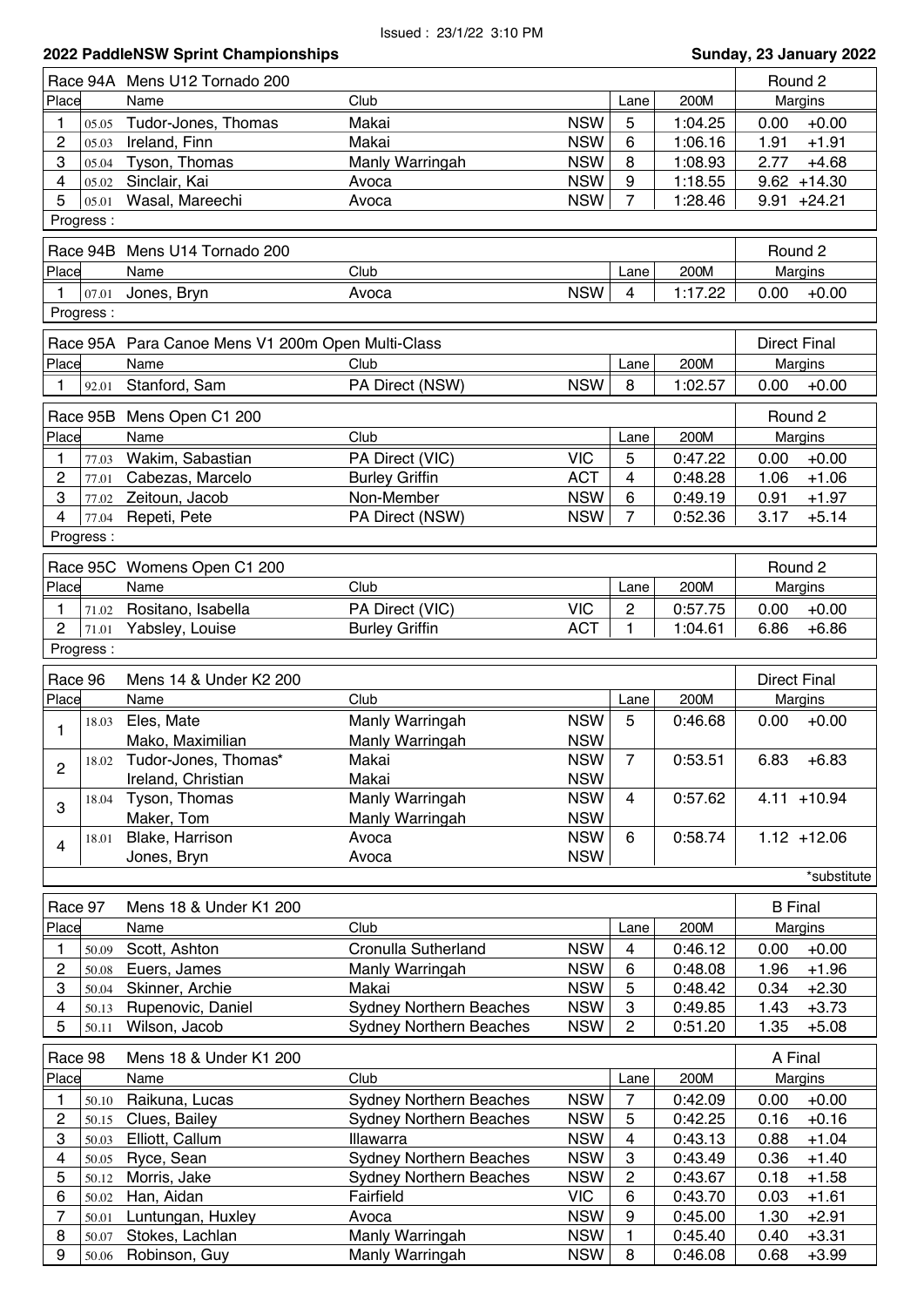Issued : 23/1/22 3:10 PM

**2022 PaddleNSW Sprint Championships** — **Sunday, 23 January 2022**

| Race 94A | | Mens U12 Tornado 200 | | | | | Round 2 | |
|---|---|---|---|---|---|---|---|---|
| Place | | Name | Club | | Lane | 200M | Margins | |
| 1 | 05.05 | Tudor-Jones, Thomas | Makai | NSW | 5 | 1:04.25 | 0.00 | +0.00 |
| 2 | 05.03 | Ireland, Finn | Makai | NSW | 6 | 1:06.16 | 1.91 | +1.91 |
| 3 | 05.04 | Tyson, Thomas | Manly Warringah | NSW | 8 | 1:08.93 | 2.77 | +4.68 |
| 4 | 05.02 | Sinclair, Kai | Avoca | NSW | 9 | 1:18.55 | 9.62 | +14.30 |
| 5 | 05.01 | Wasal, Mareechi | Avoca | NSW | 7 | 1:28.46 | 9.91 | +24.21 |
| Progress : | | | | | | | | |

| Race 94B | | Mens U14 Tornado 200 | | | | | Round 2 | |
|---|---|---|---|---|---|---|---|---|
| Place | | Name | Club | | Lane | 200M | Margins | |
| 1 | 07.01 | Jones, Bryn | Avoca | NSW | 4 | 1:17.22 | 0.00 | +0.00 |
| Progress : | | | | | | | | |

| Race 95A | | Para Canoe Mens V1 200m Open Multi-Class | | | | | Direct Final | |
|---|---|---|---|---|---|---|---|---|
| Place | | Name | Club | | Lane | 200M | Margins | |
| 1 | 92.01 | Stanford, Sam | PA Direct (NSW) | NSW | 8 | 1:02.57 | 0.00 | +0.00 |

| Race 95B | | Mens Open C1 200 | | | | | Round 2 | |
|---|---|---|---|---|---|---|---|---|
| Place | | Name | Club | | Lane | 200M | Margins | |
| 1 | 77.03 | Wakim, Sabastian | PA Direct (VIC) | VIC | 5 | 0:47.22 | 0.00 | +0.00 |
| 2 | 77.01 | Cabezas, Marcelo | Burley Griffin | ACT | 4 | 0:48.28 | 1.06 | +1.06 |
| 3 | 77.02 | Zeitoun, Jacob | Non-Member | NSW | 6 | 0:49.19 | 0.91 | +1.97 |
| 4 | 77.04 | Repeti, Pete | PA Direct (NSW) | NSW | 7 | 0:52.36 | 3.17 | +5.14 |
| Progress : | | | | | | | | |

| Race 95C | | Womens Open C1 200 | | | | | Round 2 | |
|---|---|---|---|---|---|---|---|---|
| Place | | Name | Club | | Lane | 200M | Margins | |
| 1 | 71.02 | Rositano, Isabella | PA Direct (VIC) | VIC | 2 | 0:57.75 | 0.00 | +0.00 |
| 2 | 71.01 | Yabsley, Louise | Burley Griffin | ACT | 1 | 1:04.61 | 6.86 | +6.86 |
| Progress : | | | | | | | | |

| Race 96 | | Mens 14 & Under K2 200 | | | | | Direct Final | |
|---|---|---|---|---|---|---|---|---|
| Place | | Name | Club | | Lane | 200M | Margins | |
| 1 | 18.03 | Eles, Mate | Manly Warringah | NSW | 5 | 0:46.68 | 0.00 | +0.00 |
| | | Mako, Maximilian | Manly Warringah | NSW | | | | |
| 2 | 18.02 | Tudor-Jones, Thomas* | Makai | NSW | 7 | 0:53.51 | 6.83 | +6.83 |
| | | Ireland, Christian | Makai | NSW | | | | |
| 3 | 18.04 | Tyson, Thomas | Manly Warringah | NSW | 4 | 0:57.62 | 4.11 | +10.94 |
| | | Maker, Tom | Manly Warringah | NSW | | | | |
| 4 | 18.01 | Blake, Harrison | Avoca | NSW | 6 | 0:58.74 | 1.12 | +12.06 |
| | | Jones, Bryn | Avoca | NSW | | | | |
| | | | | | | | | *substitute |

| Race 97 | | Mens 18 & Under K1 200 | | | | | B Final | |
|---|---|---|---|---|---|---|---|---|
| Place | | Name | Club | | Lane | 200M | Margins | |
| 1 | 50.09 | Scott, Ashton | Cronulla Sutherland | NSW | 4 | 0:46.12 | 0.00 | +0.00 |
| 2 | 50.08 | Euers, James | Manly Warringah | NSW | 6 | 0:48.08 | 1.96 | +1.96 |
| 3 | 50.04 | Skinner, Archie | Makai | NSW | 5 | 0:48.42 | 0.34 | +2.30 |
| 4 | 50.13 | Rupenovic, Daniel | Sydney Northern Beaches | NSW | 3 | 0:49.85 | 1.43 | +3.73 |
| 5 | 50.11 | Wilson, Jacob | Sydney Northern Beaches | NSW | 2 | 0:51.20 | 1.35 | +5.08 |

| Race 98 | | Mens 18 & Under K1 200 | | | | | A Final | |
|---|---|---|---|---|---|---|---|---|
| Place | | Name | Club | | Lane | 200M | Margins | |
| 1 | 50.10 | Raikuna, Lucas | Sydney Northern Beaches | NSW | 7 | 0:42.09 | 0.00 | +0.00 |
| 2 | 50.15 | Clues, Bailey | Sydney Northern Beaches | NSW | 5 | 0:42.25 | 0.16 | +0.16 |
| 3 | 50.03 | Elliott, Callum | Illawarra | NSW | 4 | 0:43.13 | 0.88 | +1.04 |
| 4 | 50.05 | Ryce, Sean | Sydney Northern Beaches | NSW | 3 | 0:43.49 | 0.36 | +1.40 |
| 5 | 50.12 | Morris, Jake | Sydney Northern Beaches | NSW | 2 | 0:43.67 | 0.18 | +1.58 |
| 6 | 50.02 | Han, Aidan | Fairfield | VIC | 6 | 0:43.70 | 0.03 | +1.61 |
| 7 | 50.01 | Luntungan, Huxley | Avoca | NSW | 9 | 0:45.00 | 1.30 | +2.91 |
| 8 | 50.07 | Stokes, Lachlan | Manly Warringah | NSW | 1 | 0:45.40 | 0.40 | +3.31 |
| 9 | 50.06 | Robinson, Guy | Manly Warringah | NSW | 8 | 0:46.08 | 0.68 | +3.99 |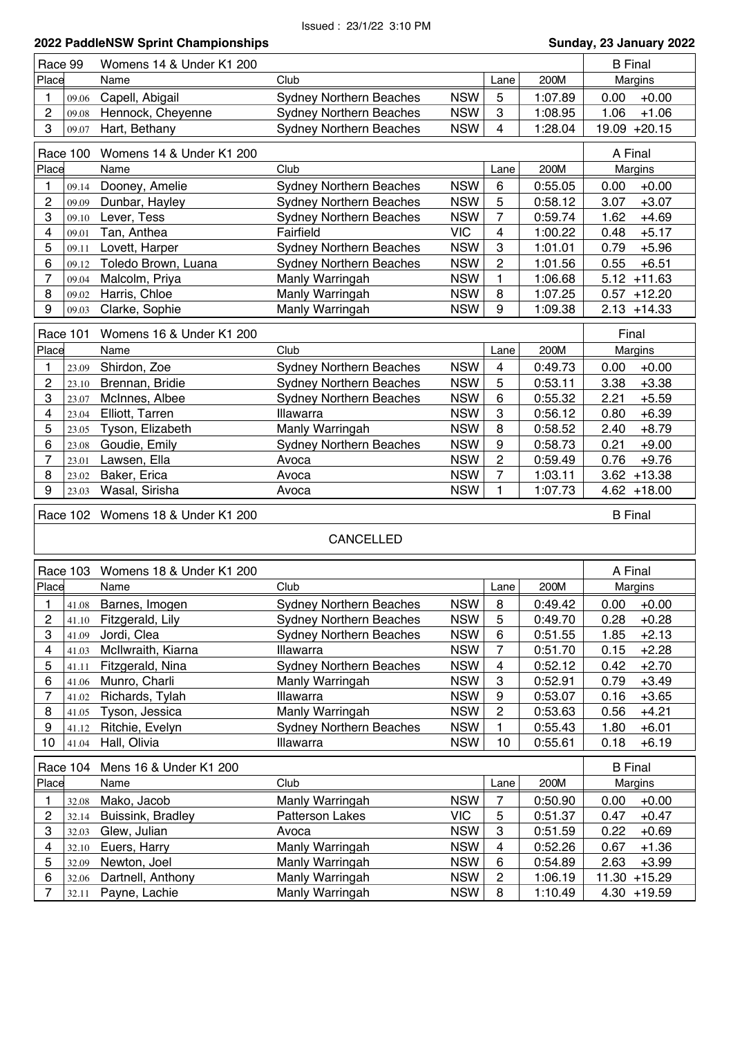Issued : 23/1/22 3:10 PM

## 2022 PaddleNSW Sprint Championships

**Sunday, 23 January 2022**

### Race 99 Womens 14 & Under K1 200 — B Final

| Place | | Name | Club | | Lane | 200M | Margins | |
|---|---|---|---|---|---|---|---|---|
| 1 | 09.06 | Capell, Abigail | Sydney Northern Beaches | NSW | 5 | 1:07.89 | 0.00 | +0.00 |
| 2 | 09.08 | Hennock, Cheyenne | Sydney Northern Beaches | NSW | 3 | 1:08.95 | 1.06 | +1.06 |
| 3 | 09.07 | Hart, Bethany | Sydney Northern Beaches | NSW | 4 | 1:28.04 | 19.09 | +20.15 |

### Race 100 Womens 14 & Under K1 200 — A Final

| Place | | Name | Club | | Lane | 200M | Margins | |
|---|---|---|---|---|---|---|---|---|
| 1 | 09.14 | Dooney, Amelie | Sydney Northern Beaches | NSW | 6 | 0:55.05 | 0.00 | +0.00 |
| 2 | 09.09 | Dunbar, Hayley | Sydney Northern Beaches | NSW | 5 | 0:58.12 | 3.07 | +3.07 |
| 3 | 09.10 | Lever, Tess | Sydney Northern Beaches | NSW | 7 | 0:59.74 | 1.62 | +4.69 |
| 4 | 09.01 | Tan, Anthea | Fairfield | VIC | 4 | 1:00.22 | 0.48 | +5.17 |
| 5 | 09.11 | Lovett, Harper | Sydney Northern Beaches | NSW | 3 | 1:01.01 | 0.79 | +5.96 |
| 6 | 09.12 | Toledo Brown, Luana | Sydney Northern Beaches | NSW | 2 | 1:01.56 | 0.55 | +6.51 |
| 7 | 09.04 | Malcolm, Priya | Manly Warringah | NSW | 1 | 1:06.68 | 5.12 | +11.63 |
| 8 | 09.02 | Harris, Chloe | Manly Warringah | NSW | 8 | 1:07.25 | 0.57 | +12.20 |
| 9 | 09.03 | Clarke, Sophie | Manly Warringah | NSW | 9 | 1:09.38 | 2.13 | +14.33 |

### Race 101 Womens 16 & Under K1 200 — Final

| Place | | Name | Club | | Lane | 200M | Margins | |
|---|---|---|---|---|---|---|---|---|
| 1 | 23.09 | Shirdon, Zoe | Sydney Northern Beaches | NSW | 4 | 0:49.73 | 0.00 | +0.00 |
| 2 | 23.10 | Brennan, Bridie | Sydney Northern Beaches | NSW | 5 | 0:53.11 | 3.38 | +3.38 |
| 3 | 23.07 | McInnes, Albee | Sydney Northern Beaches | NSW | 6 | 0:55.32 | 2.21 | +5.59 |
| 4 | 23.04 | Elliott, Tarren | Illawarra | NSW | 3 | 0:56.12 | 0.80 | +6.39 |
| 5 | 23.05 | Tyson, Elizabeth | Manly Warringah | NSW | 8 | 0:58.52 | 2.40 | +8.79 |
| 6 | 23.08 | Goudie, Emily | Sydney Northern Beaches | NSW | 9 | 0:58.73 | 0.21 | +9.00 |
| 7 | 23.01 | Lawsen, Ella | Avoca | NSW | 2 | 0:59.49 | 0.76 | +9.76 |
| 8 | 23.02 | Baker, Erica | Avoca | NSW | 7 | 1:03.11 | 3.62 | +13.38 |
| 9 | 23.03 | Wasal, Sirisha | Avoca | NSW | 1 | 1:07.73 | 4.62 | +18.00 |

### Race 102 Womens 18 & Under K1 200 — B Final

CANCELLED

### Race 103 Womens 18 & Under K1 200 — A Final

| Place | | Name | Club | | Lane | 200M | Margins | |
|---|---|---|---|---|---|---|---|---|
| 1 | 41.08 | Barnes, Imogen | Sydney Northern Beaches | NSW | 8 | 0:49.42 | 0.00 | +0.00 |
| 2 | 41.10 | Fitzgerald, Lily | Sydney Northern Beaches | NSW | 5 | 0:49.70 | 0.28 | +0.28 |
| 3 | 41.09 | Jordi, Clea | Sydney Northern Beaches | NSW | 6 | 0:51.55 | 1.85 | +2.13 |
| 4 | 41.03 | McIlwraith, Kiarna | Illawarra | NSW | 7 | 0:51.70 | 0.15 | +2.28 |
| 5 | 41.11 | Fitzgerald, Nina | Sydney Northern Beaches | NSW | 4 | 0:52.12 | 0.42 | +2.70 |
| 6 | 41.06 | Munro, Charli | Manly Warringah | NSW | 3 | 0:52.91 | 0.79 | +3.49 |
| 7 | 41.02 | Richards, Tylah | Illawarra | NSW | 9 | 0:53.07 | 0.16 | +3.65 |
| 8 | 41.05 | Tyson, Jessica | Manly Warringah | NSW | 2 | 0:53.63 | 0.56 | +4.21 |
| 9 | 41.12 | Ritchie, Evelyn | Sydney Northern Beaches | NSW | 1 | 0:55.43 | 1.80 | +6.01 |
| 10 | 41.04 | Hall, Olivia | Illawarra | NSW | 10 | 0:55.61 | 0.18 | +6.19 |

### Race 104 Mens 16 & Under K1 200 — B Final

| Place | | Name | Club | | Lane | 200M | Margins | |
|---|---|---|---|---|---|---|---|---|
| 1 | 32.08 | Mako, Jacob | Manly Warringah | NSW | 7 | 0:50.90 | 0.00 | +0.00 |
| 2 | 32.14 | Buissink, Bradley | Patterson Lakes | VIC | 5 | 0:51.37 | 0.47 | +0.47 |
| 3 | 32.03 | Glew, Julian | Avoca | NSW | 3 | 0:51.59 | 0.22 | +0.69 |
| 4 | 32.10 | Euers, Harry | Manly Warringah | NSW | 4 | 0:52.26 | 0.67 | +1.36 |
| 5 | 32.09 | Newton, Joel | Manly Warringah | NSW | 6 | 0:54.89 | 2.63 | +3.99 |
| 6 | 32.06 | Dartnell, Anthony | Manly Warringah | NSW | 2 | 1:06.19 | 11.30 | +15.29 |
| 7 | 32.11 | Payne, Lachie | Manly Warringah | NSW | 8 | 1:10.49 | 4.30 | +19.59 |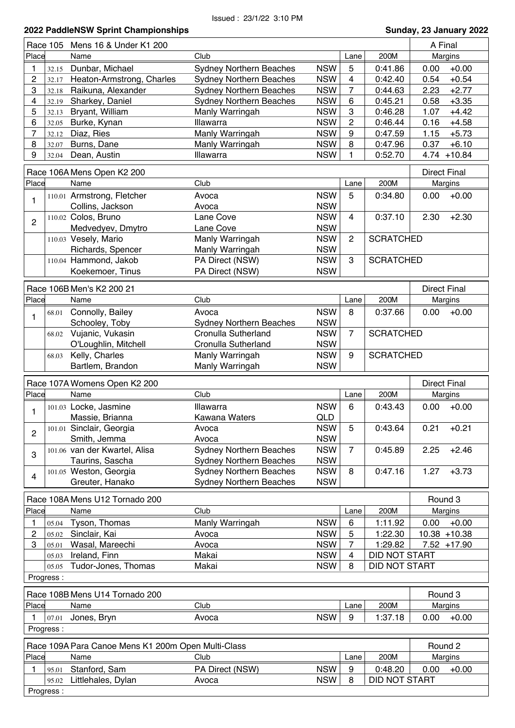Issued : 23/1/22 3:10 PM

**2022 PaddleNSW Sprint Championships** — **Sunday, 23 January 2022**

| Race 105 Mens 16 & Under K1 200 | | | | | | | A Final | |
|---|---|---|---|---|---|---|---|---|
| Place | | Name | Club | | Lane | 200M | Margins | |
| 1 | 32.15 | Dunbar, Michael | Sydney Northern Beaches | NSW | 5 | 0:41.86 | 0.00 | +0.00 |
| 2 | 32.17 | Heaton-Armstrong, Charles | Sydney Northern Beaches | NSW | 4 | 0:42.40 | 0.54 | +0.54 |
| 3 | 32.18 | Raikuna, Alexander | Sydney Northern Beaches | NSW | 7 | 0:44.63 | 2.23 | +2.77 |
| 4 | 32.19 | Sharkey, Daniel | Sydney Northern Beaches | NSW | 6 | 0:45.21 | 0.58 | +3.35 |
| 5 | 32.13 | Bryant, William | Manly Warringah | NSW | 3 | 0:46.28 | 1.07 | +4.42 |
| 6 | 32.05 | Burke, Kynan | Illawarra | NSW | 2 | 0:46.44 | 0.16 | +4.58 |
| 7 | 32.12 | Diaz, Ries | Manly Warringah | NSW | 9 | 0:47.59 | 1.15 | +5.73 |
| 8 | 32.07 | Burns, Dane | Manly Warringah | NSW | 8 | 0:47.96 | 0.37 | +6.10 |
| 9 | 32.04 | Dean, Austin | Illawarra | NSW | 1 | 0:52.70 | 4.74 | +10.84 |

| Race 106A Mens Open K2 200 | | | | | | | Direct Final | |
|---|---|---|---|---|---|---|---|---|
| Place | | Name | Club | | Lane | 200M | Margins | |
| 1 | 110.01 | Armstrong, Fletcher | Avoca | NSW | 5 | 0:34.80 | 0.00 | +0.00 |
| | | Collins, Jackson | Avoca | NSW | | | | |
| 2 | 110.02 | Colos, Bruno | Lane Cove | NSW | 4 | 0:37.10 | 2.30 | +2.30 |
| | | Medvedyev, Dmytro | Lane Cove | NSW | | | | |
| | 110.03 | Vesely, Mario | Manly Warringah | NSW | 2 | SCRATCHED | | |
| | | Richards, Spencer | Manly Warringah | NSW | | | | |
| | 110.04 | Hammond, Jakob | PA Direct (NSW) | NSW | 3 | SCRATCHED | | |
| | | Koekemoer, Tinus | PA Direct (NSW) | NSW | | | | |

| Race 106B Men's K2 200 21 | | | | | | | Direct Final | |
|---|---|---|---|---|---|---|---|---|
| Place | | Name | Club | | Lane | 200M | Margins | |
| 1 | 68.01 | Connolly, Bailey | Avoca | NSW | 8 | 0:37.66 | 0.00 | +0.00 |
| | | Schooley, Toby | Sydney Northern Beaches | NSW | | | | |
| | 68.02 | Vujanic, Vukasin | Cronulla Sutherland | NSW | 7 | SCRATCHED | | |
| | | O'Loughlin, Mitchell | Cronulla Sutherland | NSW | | | | |
| | 68.03 | Kelly, Charles | Manly Warringah | NSW | 9 | SCRATCHED | | |
| | | Bartlem, Brandon | Manly Warringah | NSW | | | | |

| Race 107A Womens Open K2 200 | | | | | | | Direct Final | |
|---|---|---|---|---|---|---|---|---|
| Place | | Name | Club | | Lane | 200M | Margins | |
| 1 | 101.03 | Locke, Jasmine | Illawarra | NSW | 6 | 0:43.43 | 0.00 | +0.00 |
| | | Massie, Brianna | Kawana Waters | QLD | | | | |
| 2 | 101.01 | Sinclair, Georgia | Avoca | NSW | 5 | 0:43.64 | 0.21 | +0.21 |
| | | Smith, Jemma | Avoca | NSW | | | | |
| 3 | 101.06 | van der Kwartel, Alisa | Sydney Northern Beaches | NSW | 7 | 0:45.89 | 2.25 | +2.46 |
| | | Taurins, Sascha | Sydney Northern Beaches | NSW | | | | |
| 4 | 101.05 | Weston, Georgia | Sydney Northern Beaches | NSW | 8 | 0:47.16 | 1.27 | +3.73 |
| | | Greuter, Hanako | Sydney Northern Beaches | NSW | | | | |

| Race 108A Mens U12 Tornado 200 | | | | | | | Round 3 | |
|---|---|---|---|---|---|---|---|---|
| Place | | Name | Club | | Lane | 200M | Margins | |
| 1 | 05.04 | Tyson, Thomas | Manly Warringah | NSW | 6 | 1:11.92 | 0.00 | +0.00 |
| 2 | 05.02 | Sinclair, Kai | Avoca | NSW | 5 | 1:22.30 | 10.38 | +10.38 |
| 3 | 05.01 | Wasal, Mareechi | Avoca | NSW | 7 | 1:29.82 | 7.52 | +17.90 |
| | 05.03 | Ireland, Finn | Makai | NSW | 4 | DID NOT START | | |
| | 05.05 | Tudor-Jones, Thomas | Makai | NSW | 8 | DID NOT START | | |
| Progress : | | | | | | | | |

| Race 108B Mens U14 Tornado 200 | | | | | | | Round 3 | |
|---|---|---|---|---|---|---|---|---|
| Place | | Name | Club | | Lane | 200M | Margins | |
| 1 | 07.01 | Jones, Bryn | Avoca | NSW | 9 | 1:37.18 | 0.00 | +0.00 |
| Progress : | | | | | | | | |

| Race 109A Para Canoe Mens K1 200m Open Multi-Class | | | | | | | Round 2 | |
|---|---|---|---|---|---|---|---|---|
| Place | | Name | Club | | Lane | 200M | Margins | |
| 1 | 95.01 | Stanford, Sam | PA Direct (NSW) | NSW | 9 | 0:48.20 | 0.00 | +0.00 |
| | 95.02 | Littlehales, Dylan | Avoca | NSW | 8 | DID NOT START | | |
| Progress : | | | | | | | | |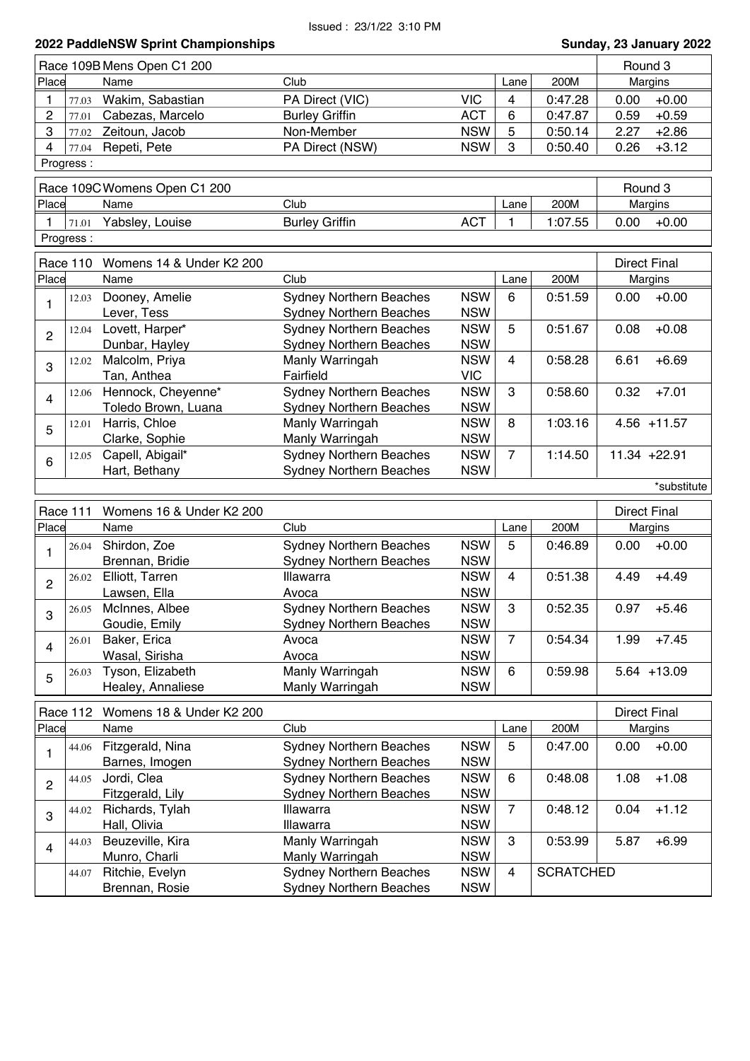Issued : 23/1/22 3:10 PM

## 2022 PaddleNSW Sprint Championships

**Sunday, 23 January 2022**

### Race 109B Mens Open C1 200 — Round 3

| Place | | Name | Club | | Lane | 200M | Margins | |
|---|---|---|---|---|---|---|---|---|
| 1 | 77.03 | Wakim, Sabastian | PA Direct (VIC) | VIC | 4 | 0:47.28 | 0.00 | +0.00 |
| 2 | 77.01 | Cabezas, Marcelo | Burley Griffin | ACT | 6 | 0:47.87 | 0.59 | +0.59 |
| 3 | 77.02 | Zeitoun, Jacob | Non-Member | NSW | 5 | 0:50.14 | 2.27 | +2.86 |
| 4 | 77.04 | Repeti, Pete | PA Direct (NSW) | NSW | 3 | 0:50.40 | 0.26 | +3.12 |

Progress :

### Race 109C Womens Open C1 200 — Round 3

| Place | | Name | Club | | Lane | 200M | Margins | |
|---|---|---|---|---|---|---|---|---|
| 1 | 71.01 | Yabsley, Louise | Burley Griffin | ACT | 1 | 1:07.55 | 0.00 | +0.00 |

Progress :

### Race 110 Womens 14 & Under K2 200 — Direct Final

| Place | | Name | Club | | Lane | 200M | Margins | |
|---|---|---|---|---|---|---|---|---|
| 1 | 12.03 | Dooney, Amelie | Sydney Northern Beaches | NSW | 6 | 0:51.59 | 0.00 | +0.00 |
| | | Lever, Tess | Sydney Northern Beaches | NSW | | | | |
| 2 | 12.04 | Lovett, Harper* | Sydney Northern Beaches | NSW | 5 | 0:51.67 | 0.08 | +0.08 |
| | | Dunbar, Hayley | Sydney Northern Beaches | NSW | | | | |
| 3 | 12.02 | Malcolm, Priya | Manly Warringah | NSW | 4 | 0:58.28 | 6.61 | +6.69 |
| | | Tan, Anthea | Fairfield | VIC | | | | |
| 4 | 12.06 | Hennock, Cheyenne* | Sydney Northern Beaches | NSW | 3 | 0:58.60 | 0.32 | +7.01 |
| | | Toledo Brown, Luana | Sydney Northern Beaches | NSW | | | | |
| 5 | 12.01 | Harris, Chloe | Manly Warringah | NSW | 8 | 1:03.16 | 4.56 | +11.57 |
| | | Clarke, Sophie | Manly Warringah | NSW | | | | |
| 6 | 12.05 | Capell, Abigail* | Sydney Northern Beaches | NSW | 7 | 1:14.50 | 11.34 | +22.91 |
| | | Hart, Bethany | Sydney Northern Beaches | NSW | | | | |

*substitute

### Race 111 Womens 16 & Under K2 200 — Direct Final

| Place | | Name | Club | | Lane | 200M | Margins | |
|---|---|---|---|---|---|---|---|---|
| 1 | 26.04 | Shirdon, Zoe | Sydney Northern Beaches | NSW | 5 | 0:46.89 | 0.00 | +0.00 |
| | | Brennan, Bridie | Sydney Northern Beaches | NSW | | | | |
| 2 | 26.02 | Elliott, Tarren | Illawarra | NSW | 4 | 0:51.38 | 4.49 | +4.49 |
| | | Lawsen, Ella | Avoca | NSW | | | | |
| 3 | 26.05 | McInnes, Albee | Sydney Northern Beaches | NSW | 3 | 0:52.35 | 0.97 | +5.46 |
| | | Goudie, Emily | Sydney Northern Beaches | NSW | | | | |
| 4 | 26.01 | Baker, Erica | Avoca | NSW | 7 | 0:54.34 | 1.99 | +7.45 |
| | | Wasal, Sirisha | Avoca | NSW | | | | |
| 5 | 26.03 | Tyson, Elizabeth | Manly Warringah | NSW | 6 | 0:59.98 | 5.64 | +13.09 |
| | | Healey, Annaliese | Manly Warringah | NSW | | | | |

### Race 112 Womens 18 & Under K2 200 — Direct Final

| Place | | Name | Club | | Lane | 200M | Margins | |
|---|---|---|---|---|---|---|---|---|
| 1 | 44.06 | Fitzgerald, Nina | Sydney Northern Beaches | NSW | 5 | 0:47.00 | 0.00 | +0.00 |
| | | Barnes, Imogen | Sydney Northern Beaches | NSW | | | | |
| 2 | 44.05 | Jordi, Clea | Sydney Northern Beaches | NSW | 6 | 0:48.08 | 1.08 | +1.08 |
| | | Fitzgerald, Lily | Sydney Northern Beaches | NSW | | | | |
| 3 | 44.02 | Richards, Tylah | Illawarra | NSW | 7 | 0:48.12 | 0.04 | +1.12 |
| | | Hall, Olivia | Illawarra | NSW | | | | |
| 4 | 44.03 | Beuzeville, Kira | Manly Warringah | NSW | 3 | 0:53.99 | 5.87 | +6.99 |
| | | Munro, Charli | Manly Warringah | NSW | | | | |
| | 44.07 | Ritchie, Evelyn | Sydney Northern Beaches | NSW | 4 | SCRATCHED | | |
| | | Brennan, Rosie | Sydney Northern Beaches | NSW | | | | |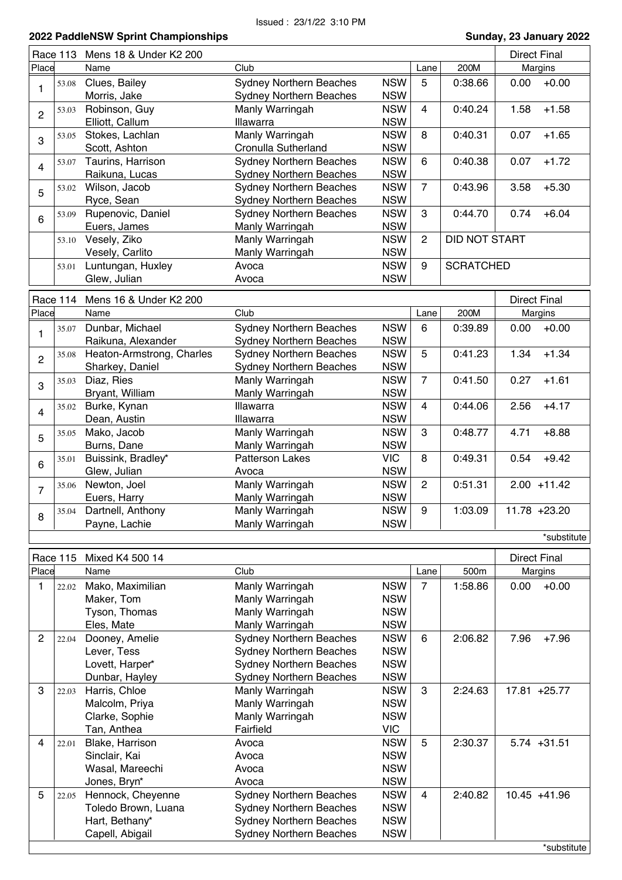Issued : 23/1/22 3:10 PM

**2022 PaddleNSW Sprint Championships** — **Sunday, 23 January 2022**

## Race 113 Mens 18 & Under K2 200 — Direct Final

| Place | | Name | Club | | Lane | 200M | Margins | |
|---|---|---|---|---|---|---|---|---|
| 1 | 53.08 | Clues, Bailey | Sydney Northern Beaches | NSW | 5 | 0:38.66 | 0.00 | +0.00 |
| | | Morris, Jake | Sydney Northern Beaches | NSW | | | | |
| 2 | 53.03 | Robinson, Guy | Manly Warringah | NSW | 4 | 0:40.24 | 1.58 | +1.58 |
| | | Elliott, Callum | Illawarra | NSW | | | | |
| 3 | 53.05 | Stokes, Lachlan | Manly Warringah | NSW | 8 | 0:40.31 | 0.07 | +1.65 |
| | | Scott, Ashton | Cronulla Sutherland | NSW | | | | |
| 4 | 53.07 | Taurins, Harrison | Sydney Northern Beaches | NSW | 6 | 0:40.38 | 0.07 | +1.72 |
| | | Raikuna, Lucas | Sydney Northern Beaches | NSW | | | | |
| 5 | 53.02 | Wilson, Jacob | Sydney Northern Beaches | NSW | 7 | 0:43.96 | 3.58 | +5.30 |
| | | Ryce, Sean | Sydney Northern Beaches | NSW | | | | |
| 6 | 53.09 | Rupenovic, Daniel | Sydney Northern Beaches | NSW | 3 | 0:44.70 | 0.74 | +6.04 |
| | | Euers, James | Manly Warringah | NSW | | | | |
| | 53.10 | Vesely, Ziko | Manly Warringah | NSW | 2 | DID NOT START | | |
| | | Vesely, Carlito | Manly Warringah | NSW | | | | |
| | 53.01 | Luntungan, Huxley | Avoca | NSW | 9 | SCRATCHED | | |
| | | Glew, Julian | Avoca | NSW | | | | |

## Race 114 Mens 16 & Under K2 200 — Direct Final

| Place | | Name | Club | | Lane | 200M | Margins | |
|---|---|---|---|---|---|---|---|---|
| 1 | 35.07 | Dunbar, Michael | Sydney Northern Beaches | NSW | 6 | 0:39.89 | 0.00 | +0.00 |
| | | Raikuna, Alexander | Sydney Northern Beaches | NSW | | | | |
| 2 | 35.08 | Heaton-Armstrong, Charles | Sydney Northern Beaches | NSW | 5 | 0:41.23 | 1.34 | +1.34 |
| | | Sharkey, Daniel | Sydney Northern Beaches | NSW | | | | |
| 3 | 35.03 | Diaz, Ries | Manly Warringah | NSW | 7 | 0:41.50 | 0.27 | +1.61 |
| | | Bryant, William | Manly Warringah | NSW | | | | |
| 4 | 35.02 | Burke, Kynan | Illawarra | NSW | 4 | 0:44.06 | 2.56 | +4.17 |
| | | Dean, Austin | Illawarra | NSW | | | | |
| 5 | 35.05 | Mako, Jacob | Manly Warringah | NSW | 3 | 0:48.77 | 4.71 | +8.88 |
| | | Burns, Dane | Manly Warringah | NSW | | | | |
| 6 | 35.01 | Buissink, Bradley* | Patterson Lakes | VIC | 8 | 0:49.31 | 0.54 | +9.42 |
| | | Glew, Julian | Avoca | NSW | | | | |
| 7 | 35.06 | Newton, Joel | Manly Warringah | NSW | 2 | 0:51.31 | 2.00 | +11.42 |
| | | Euers, Harry | Manly Warringah | NSW | | | | |
| 8 | 35.04 | Dartnell, Anthony | Manly Warringah | NSW | 9 | 1:03.09 | 11.78 | +23.20 |
| | | Payne, Lachie | Manly Warringah | NSW | | | | |

*substitute

## Race 115 Mixed K4 500 14 — Direct Final

| Place | | Name | Club | | Lane | 500m | Margins | |
|---|---|---|---|---|---|---|---|---|
| 1 | 22.02 | Mako, Maximilian | Manly Warringah | NSW | 7 | 1:58.86 | 0.00 | +0.00 |
| | | Maker, Tom | Manly Warringah | NSW | | | | |
| | | Tyson, Thomas | Manly Warringah | NSW | | | | |
| | | Eles, Mate | Manly Warringah | NSW | | | | |
| 2 | 22.04 | Dooney, Amelie | Sydney Northern Beaches | NSW | 6 | 2:06.82 | 7.96 | +7.96 |
| | | Lever, Tess | Sydney Northern Beaches | NSW | | | | |
| | | Lovett, Harper* | Sydney Northern Beaches | NSW | | | | |
| | | Dunbar, Hayley | Sydney Northern Beaches | NSW | | | | |
| 3 | 22.03 | Harris, Chloe | Manly Warringah | NSW | 3 | 2:24.63 | 17.81 | +25.77 |
| | | Malcolm, Priya | Manly Warringah | NSW | | | | |
| | | Clarke, Sophie | Manly Warringah | NSW | | | | |
| | | Tan, Anthea | Fairfield | VIC | | | | |
| 4 | 22.01 | Blake, Harrison | Avoca | NSW | 5 | 2:30.37 | 5.74 | +31.51 |
| | | Sinclair, Kai | Avoca | NSW | | | | |
| | | Wasal, Mareechi | Avoca | NSW | | | | |
| | | Jones, Bryn* | Avoca | NSW | | | | |
| 5 | 22.05 | Hennock, Cheyenne | Sydney Northern Beaches | NSW | 4 | 2:40.82 | 10.45 | +41.96 |
| | | Toledo Brown, Luana | Sydney Northern Beaches | NSW | | | | |
| | | Hart, Bethany* | Sydney Northern Beaches | NSW | | | | |
| | | Capell, Abigail | Sydney Northern Beaches | NSW | | | | |

*substitute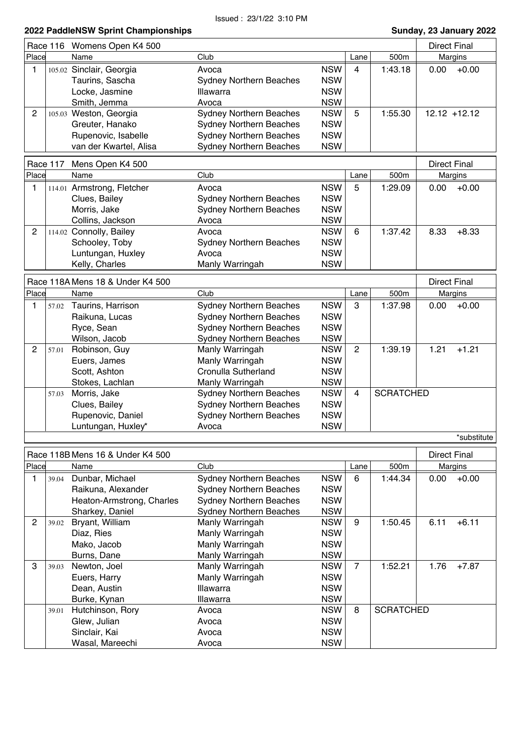Issued : 23/1/22 3:10 PM

**2022 PaddleNSW Sprint Championships** — **Sunday, 23 January 2022**

## Race 116 Womens Open K4 500 — Direct Final

| Place | | Name | Club | | Lane | 500m | Margins | |
|---|---|---|---|---|---|---|---|---|
| 1 | 105.02 | Sinclair, Georgia | Avoca | NSW | 4 | 1:43.18 | 0.00 | +0.00 |
| | | Taurins, Sascha | Sydney Northern Beaches | NSW | | | | |
| | | Locke, Jasmine | Illawarra | NSW | | | | |
| | | Smith, Jemma | Avoca | NSW | | | | |
| 2 | 105.03 | Weston, Georgia | Sydney Northern Beaches | NSW | 5 | 1:55.30 | 12.12 | +12.12 |
| | | Greuter, Hanako | Sydney Northern Beaches | NSW | | | | |
| | | Rupenovic, Isabelle | Sydney Northern Beaches | NSW | | | | |
| | | van der Kwartel, Alisa | Sydney Northern Beaches | NSW | | | | |

## Race 117 Mens Open K4 500 — Direct Final

| Place | | Name | Club | | Lane | 500m | Margins | |
|---|---|---|---|---|---|---|---|---|
| 1 | 114.01 | Armstrong, Fletcher | Avoca | NSW | 5 | 1:29.09 | 0.00 | +0.00 |
| | | Clues, Bailey | Sydney Northern Beaches | NSW | | | | |
| | | Morris, Jake | Sydney Northern Beaches | NSW | | | | |
| | | Collins, Jackson | Avoca | NSW | | | | |
| 2 | 114.02 | Connolly, Bailey | Avoca | NSW | 6 | 1:37.42 | 8.33 | +8.33 |
| | | Schooley, Toby | Sydney Northern Beaches | NSW | | | | |
| | | Luntungan, Huxley | Avoca | NSW | | | | |
| | | Kelly, Charles | Manly Warringah | NSW | | | | |

## Race 118A Mens 18 & Under K4 500 — Direct Final

| Place | | Name | Club | | Lane | 500m | Margins | |
|---|---|---|---|---|---|---|---|---|
| 1 | 57.02 | Taurins, Harrison | Sydney Northern Beaches | NSW | 3 | 1:37.98 | 0.00 | +0.00 |
| | | Raikuna, Lucas | Sydney Northern Beaches | NSW | | | | |
| | | Ryce, Sean | Sydney Northern Beaches | NSW | | | | |
| | | Wilson, Jacob | Sydney Northern Beaches | NSW | | | | |
| 2 | 57.01 | Robinson, Guy | Manly Warringah | NSW | 2 | 1:39.19 | 1.21 | +1.21 |
| | | Euers, James | Manly Warringah | NSW | | | | |
| | | Scott, Ashton | Cronulla Sutherland | NSW | | | | |
| | | Stokes, Lachlan | Manly Warringah | NSW | | | | |
| | 57.03 | Morris, Jake | Sydney Northern Beaches | NSW | 4 | SCRATCHED | | |
| | | Clues, Bailey | Sydney Northern Beaches | NSW | | | | |
| | | Rupenovic, Daniel | Sydney Northern Beaches | NSW | | | | |
| | | Luntungan, Huxley* | Avoca | NSW | | | | |

*substitute

## Race 118B Mens 16 & Under K4 500 — Direct Final

| Place | | Name | Club | | Lane | 500m | Margins | |
|---|---|---|---|---|---|---|---|---|
| 1 | 39.04 | Dunbar, Michael | Sydney Northern Beaches | NSW | 6 | 1:44.34 | 0.00 | +0.00 |
| | | Raikuna, Alexander | Sydney Northern Beaches | NSW | | | | |
| | | Heaton-Armstrong, Charles | Sydney Northern Beaches | NSW | | | | |
| | | Sharkey, Daniel | Sydney Northern Beaches | NSW | | | | |
| 2 | 39.02 | Bryant, William | Manly Warringah | NSW | 9 | 1:50.45 | 6.11 | +6.11 |
| | | Diaz, Ries | Manly Warringah | NSW | | | | |
| | | Mako, Jacob | Manly Warringah | NSW | | | | |
| | | Burns, Dane | Manly Warringah | NSW | | | | |
| 3 | 39.03 | Newton, Joel | Manly Warringah | NSW | 7 | 1:52.21 | 1.76 | +7.87 |
| | | Euers, Harry | Manly Warringah | NSW | | | | |
| | | Dean, Austin | Illawarra | NSW | | | | |
| | | Burke, Kynan | Illawarra | NSW | | | | |
| | 39.01 | Hutchinson, Rory | Avoca | NSW | 8 | SCRATCHED | | |
| | | Glew, Julian | Avoca | NSW | | | | |
| | | Sinclair, Kai | Avoca | NSW | | | | |
| | | Wasal, Mareechi | Avoca | NSW | | | | |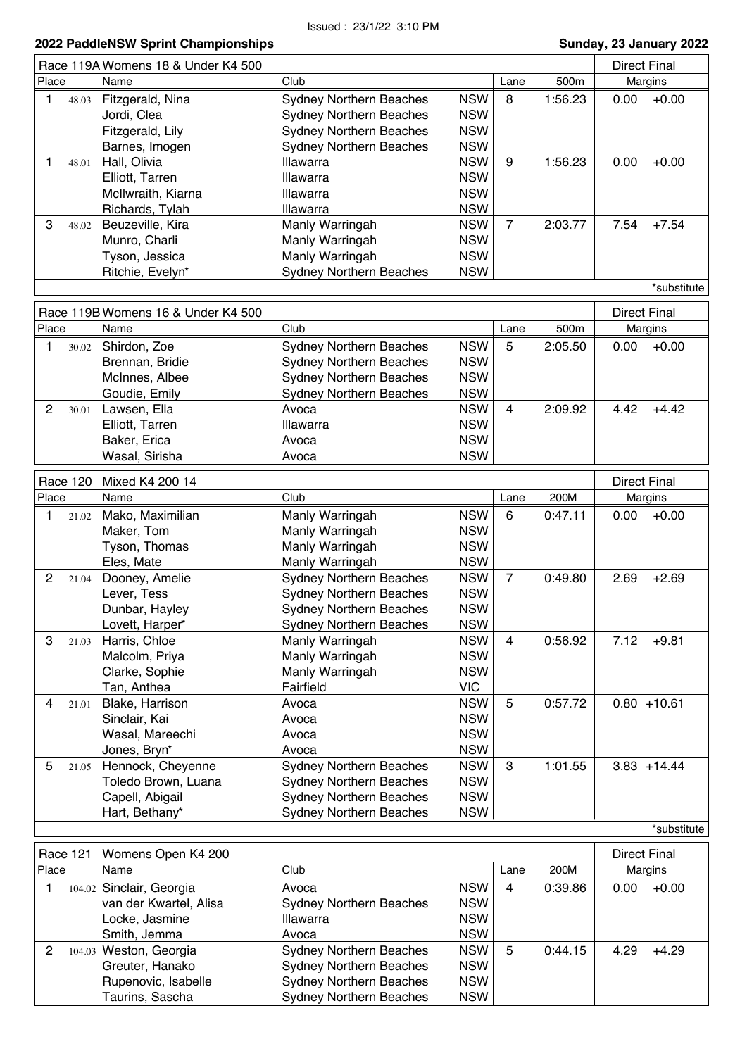Issued : 23/1/22 3:10 PM

**2022 PaddleNSW Sprint Championships** — **Sunday, 23 January 2022**

| Race 119A Womens 18 & Under K4 500 | | | | | | | Direct Final | |
|---|---|---|---|---|---|---|---|---|
| Place | | Name | Club | | Lane | 500m | Margins | |
| 1 | 48.03 | Fitzgerald, Nina | Sydney Northern Beaches | NSW | 8 | 1:56.23 | 0.00 | +0.00 |
| | | Jordi, Clea | Sydney Northern Beaches | NSW | | | | |
| | | Fitzgerald, Lily | Sydney Northern Beaches | NSW | | | | |
| | | Barnes, Imogen | Sydney Northern Beaches | NSW | | | | |
| 1 | 48.01 | Hall, Olivia | Illawarra | NSW | 9 | 1:56.23 | 0.00 | +0.00 |
| | | Elliott, Tarren | Illawarra | NSW | | | | |
| | | McIlwraith, Kiarna | Illawarra | NSW | | | | |
| | | Richards, Tylah | Illawarra | NSW | | | | |
| 3 | 48.02 | Beuzeville, Kira | Manly Warringah | NSW | 7 | 2:03.77 | 7.54 | +7.54 |
| | | Munro, Charli | Manly Warringah | NSW | | | | |
| | | Tyson, Jessica | Manly Warringah | NSW | | | | |
| | | Ritchie, Evelyn* | Sydney Northern Beaches | NSW | | | | |

*substitute

| Race 119B Womens 16 & Under K4 500 | | | | | | | Direct Final | |
|---|---|---|---|---|---|---|---|---|
| Place | | Name | Club | | Lane | 500m | Margins | |
| 1 | 30.02 | Shirdon, Zoe | Sydney Northern Beaches | NSW | 5 | 2:05.50 | 0.00 | +0.00 |
| | | Brennan, Bridie | Sydney Northern Beaches | NSW | | | | |
| | | McInnes, Albee | Sydney Northern Beaches | NSW | | | | |
| | | Goudie, Emily | Sydney Northern Beaches | NSW | | | | |
| 2 | 30.01 | Lawsen, Ella | Avoca | NSW | 4 | 2:09.92 | 4.42 | +4.42 |
| | | Elliott, Tarren | Illawarra | NSW | | | | |
| | | Baker, Erica | Avoca | NSW | | | | |
| | | Wasal, Sirisha | Avoca | NSW | | | | |

| Race 120 Mixed K4 200 14 | | | | | | | Direct Final | |
|---|---|---|---|---|---|---|---|---|
| Place | | Name | Club | | Lane | 200M | Margins | |
| 1 | 21.02 | Mako, Maximilian | Manly Warringah | NSW | 6 | 0:47.11 | 0.00 | +0.00 |
| | | Maker, Tom | Manly Warringah | NSW | | | | |
| | | Tyson, Thomas | Manly Warringah | NSW | | | | |
| | | Eles, Mate | Manly Warringah | NSW | | | | |
| 2 | 21.04 | Dooney, Amelie | Sydney Northern Beaches | NSW | 7 | 0:49.80 | 2.69 | +2.69 |
| | | Lever, Tess | Sydney Northern Beaches | NSW | | | | |
| | | Dunbar, Hayley | Sydney Northern Beaches | NSW | | | | |
| | | Lovett, Harper* | Sydney Northern Beaches | NSW | | | | |
| 3 | 21.03 | Harris, Chloe | Manly Warringah | NSW | 4 | 0:56.92 | 7.12 | +9.81 |
| | | Malcolm, Priya | Manly Warringah | NSW | | | | |
| | | Clarke, Sophie | Manly Warringah | NSW | | | | |
| | | Tan, Anthea | Fairfield | VIC | | | | |
| 4 | 21.01 | Blake, Harrison | Avoca | NSW | 5 | 0:57.72 | 0.80 | +10.61 |
| | | Sinclair, Kai | Avoca | NSW | | | | |
| | | Wasal, Mareechi | Avoca | NSW | | | | |
| | | Jones, Bryn* | Avoca | NSW | | | | |
| 5 | 21.05 | Hennock, Cheyenne | Sydney Northern Beaches | NSW | 3 | 1:01.55 | 3.83 | +14.44 |
| | | Toledo Brown, Luana | Sydney Northern Beaches | NSW | | | | |
| | | Capell, Abigail | Sydney Northern Beaches | NSW | | | | |
| | | Hart, Bethany* | Sydney Northern Beaches | NSW | | | | |

*substitute

| Race 121 Womens Open K4 200 | | | | | | | Direct Final | |
|---|---|---|---|---|---|---|---|---|
| Place | | Name | Club | | Lane | 200M | Margins | |
| 1 | 104.02 | Sinclair, Georgia | Avoca | NSW | 4 | 0:39.86 | 0.00 | +0.00 |
| | | van der Kwartel, Alisa | Sydney Northern Beaches | NSW | | | | |
| | | Locke, Jasmine | Illawarra | NSW | | | | |
| | | Smith, Jemma | Avoca | NSW | | | | |
| 2 | 104.03 | Weston, Georgia | Sydney Northern Beaches | NSW | 5 | 0:44.15 | 4.29 | +4.29 |
| | | Greuter, Hanako | Sydney Northern Beaches | NSW | | | | |
| | | Rupenovic, Isabelle | Sydney Northern Beaches | NSW | | | | |
| | | Taurins, Sascha | Sydney Northern Beaches | NSW | | | | |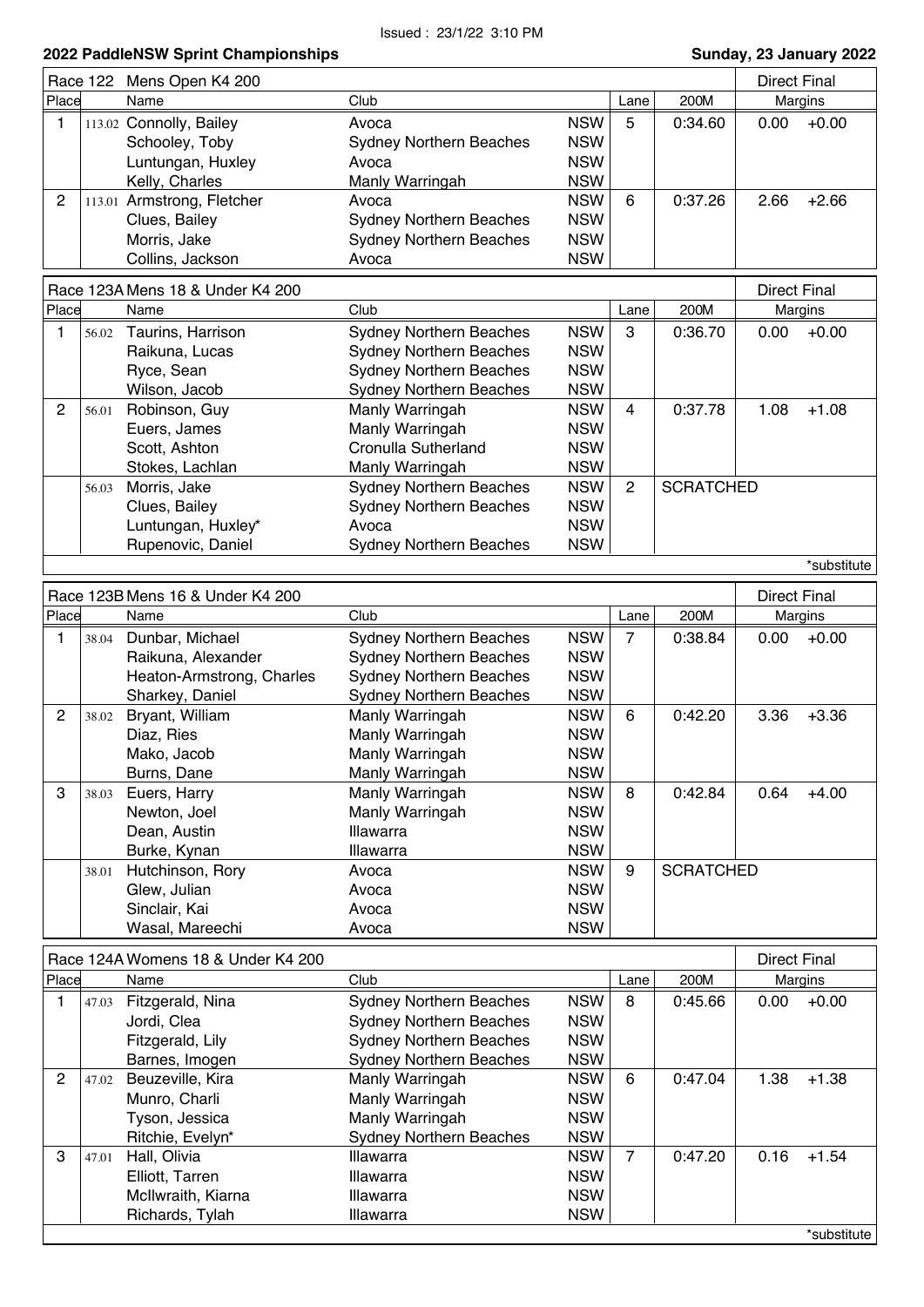Issued : 23/1/22 3:10 PM

**2022 PaddleNSW Sprint Championships** | **Sunday, 23 January 2022**

## Race 122 Mens Open K4 200 — Direct Final

| Place | | Name | Club | | Lane | 200M | Margins | |
|---|---|---|---|---|---|---|---|---|
| 1 | 113.02 | Connolly, Bailey | Avoca | NSW | 5 | 0:34.60 | 0.00 | +0.00 |
| | | Schooley, Toby | Sydney Northern Beaches | NSW | | | | |
| | | Luntungan, Huxley | Avoca | NSW | | | | |
| | | Kelly, Charles | Manly Warringah | NSW | | | | |
| 2 | 113.01 | Armstrong, Fletcher | Avoca | NSW | 6 | 0:37.26 | 2.66 | +2.66 |
| | | Clues, Bailey | Sydney Northern Beaches | NSW | | | | |
| | | Morris, Jake | Sydney Northern Beaches | NSW | | | | |
| | | Collins, Jackson | Avoca | NSW | | | | |

## Race 123A Mens 18 & Under K4 200 — Direct Final

| Place | | Name | Club | | Lane | 200M | Margins | |
|---|---|---|---|---|---|---|---|---|
| 1 | 56.02 | Taurins, Harrison | Sydney Northern Beaches | NSW | 3 | 0:36.70 | 0.00 | +0.00 |
| | | Raikuna, Lucas | Sydney Northern Beaches | NSW | | | | |
| | | Ryce, Sean | Sydney Northern Beaches | NSW | | | | |
| | | Wilson, Jacob | Sydney Northern Beaches | NSW | | | | |
| 2 | 56.01 | Robinson, Guy | Manly Warringah | NSW | 4 | 0:37.78 | 1.08 | +1.08 |
| | | Euers, James | Manly Warringah | NSW | | | | |
| | | Scott, Ashton | Cronulla Sutherland | NSW | | | | |
| | | Stokes, Lachlan | Manly Warringah | NSW | | | | |
| | 56.03 | Morris, Jake | Sydney Northern Beaches | NSW | 2 | SCRATCHED | | |
| | | Clues, Bailey | Sydney Northern Beaches | NSW | | | | |
| | | Luntungan, Huxley* | Avoca | NSW | | | | |
| | | Rupenovic, Daniel | Sydney Northern Beaches | NSW | | | | |

*substitute

## Race 123B Mens 16 & Under K4 200 — Direct Final

| Place | | Name | Club | | Lane | 200M | Margins | |
|---|---|---|---|---|---|---|---|---|
| 1 | 38.04 | Dunbar, Michael | Sydney Northern Beaches | NSW | 7 | 0:38.84 | 0.00 | +0.00 |
| | | Raikuna, Alexander | Sydney Northern Beaches | NSW | | | | |
| | | Heaton-Armstrong, Charles | Sydney Northern Beaches | NSW | | | | |
| | | Sharkey, Daniel | Sydney Northern Beaches | NSW | | | | |
| 2 | 38.02 | Bryant, William | Manly Warringah | NSW | 6 | 0:42.20 | 3.36 | +3.36 |
| | | Diaz, Ries | Manly Warringah | NSW | | | | |
| | | Mako, Jacob | Manly Warringah | NSW | | | | |
| | | Burns, Dane | Manly Warringah | NSW | | | | |
| 3 | 38.03 | Euers, Harry | Manly Warringah | NSW | 8 | 0:42.84 | 0.64 | +4.00 |
| | | Newton, Joel | Manly Warringah | NSW | | | | |
| | | Dean, Austin | Illawarra | NSW | | | | |
| | | Burke, Kynan | Illawarra | NSW | | | | |
| | 38.01 | Hutchinson, Rory | Avoca | NSW | 9 | SCRATCHED | | |
| | | Glew, Julian | Avoca | NSW | | | | |
| | | Sinclair, Kai | Avoca | NSW | | | | |
| | | Wasal, Mareechi | Avoca | NSW | | | | |

## Race 124A Womens 18 & Under K4 200 — Direct Final

| Place | | Name | Club | | Lane | 200M | Margins | |
|---|---|---|---|---|---|---|---|---|
| 1 | 47.03 | Fitzgerald, Nina | Sydney Northern Beaches | NSW | 8 | 0:45.66 | 0.00 | +0.00 |
| | | Jordi, Clea | Sydney Northern Beaches | NSW | | | | |
| | | Fitzgerald, Lily | Sydney Northern Beaches | NSW | | | | |
| | | Barnes, Imogen | Sydney Northern Beaches | NSW | | | | |
| 2 | 47.02 | Beuzeville, Kira | Manly Warringah | NSW | 6 | 0:47.04 | 1.38 | +1.38 |
| | | Munro, Charli | Manly Warringah | NSW | | | | |
| | | Tyson, Jessica | Manly Warringah | NSW | | | | |
| | | Ritchie, Evelyn* | Sydney Northern Beaches | NSW | | | | |
| 3 | 47.01 | Hall, Olivia | Illawarra | NSW | 7 | 0:47.20 | 0.16 | +1.54 |
| | | Elliott, Tarren | Illawarra | NSW | | | | |
| | | McIlwraith, Kiarna | Illawarra | NSW | | | | |
| | | Richards, Tylah | Illawarra | NSW | | | | |

*substitute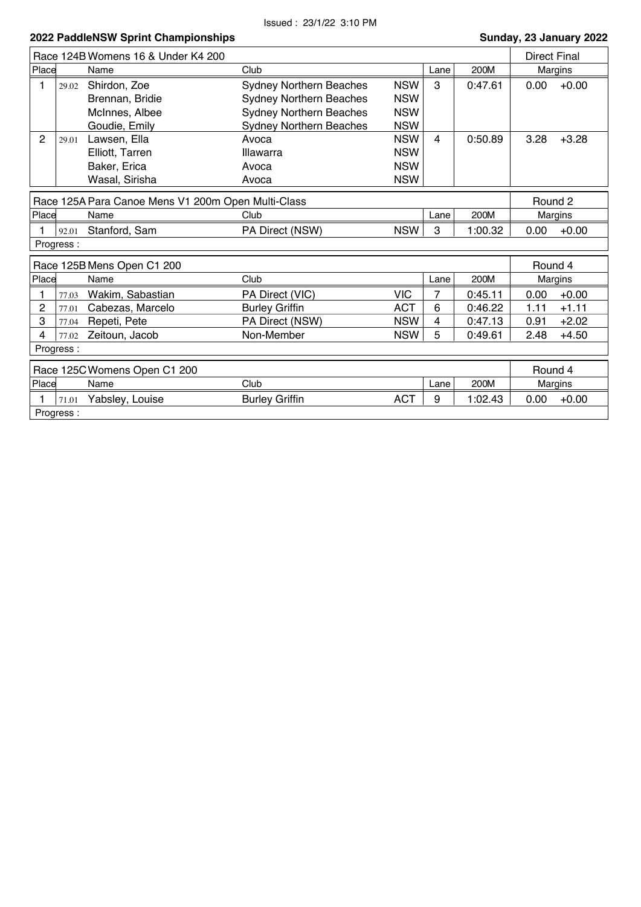Issued : 23/1/22 3:10 PM

**2022 PaddleNSW Sprint Championships** **Sunday, 23 January 2022**

| Race 124B Womens 16 & Under K4 200 | | | | | | | Direct Final | |
|---|---|---|---|---|---|---|---|---|
| Place | | Name | Club | | Lane | 200M | Margins | |
| 1 | 29.02 | Shirdon, Zoe | Sydney Northern Beaches | NSW | 3 | 0:47.61 | 0.00 | +0.00 |
| | | Brennan, Bridie | Sydney Northern Beaches | NSW | | | | |
| | | McInnes, Albee | Sydney Northern Beaches | NSW | | | | |
| | | Goudie, Emily | Sydney Northern Beaches | NSW | | | | |
| 2 | 29.01 | Lawsen, Ella | Avoca | NSW | 4 | 0:50.89 | 3.28 | +3.28 |
| | | Elliott, Tarren | Illawarra | NSW | | | | |
| | | Baker, Erica | Avoca | NSW | | | | |
| | | Wasal, Sirisha | Avoca | NSW | | | | |

| Race 125A Para Canoe Mens V1 200m Open Multi-Class | | | | | | | Round 2 | |
|---|---|---|---|---|---|---|---|---|
| Place | | Name | Club | | Lane | 200M | Margins | |
| 1 | 92.01 | Stanford, Sam | PA Direct (NSW) | NSW | 3 | 1:00.32 | 0.00 | +0.00 |
| Progress : | | | | | | | | |

| Race 125B Mens Open C1 200 | | | | | | | Round 4 | |
|---|---|---|---|---|---|---|---|---|
| Place | | Name | Club | | Lane | 200M | Margins | |
| 1 | 77.03 | Wakim, Sabastian | PA Direct (VIC) | VIC | 7 | 0:45.11 | 0.00 | +0.00 |
| 2 | 77.01 | Cabezas, Marcelo | Burley Griffin | ACT | 6 | 0:46.22 | 1.11 | +1.11 |
| 3 | 77.04 | Repeti, Pete | PA Direct (NSW) | NSW | 4 | 0:47.13 | 0.91 | +2.02 |
| 4 | 77.02 | Zeitoun, Jacob | Non-Member | NSW | 5 | 0:49.61 | 2.48 | +4.50 |
| Progress : | | | | | | | | |

| Race 125C Womens Open C1 200 | | | | | | | Round 4 | |
|---|---|---|---|---|---|---|---|---|
| Place | | Name | Club | | Lane | 200M | Margins | |
| 1 | 71.01 | Yabsley, Louise | Burley Griffin | ACT | 9 | 1:02.43 | 0.00 | +0.00 |
| Progress : | | | | | | | | |